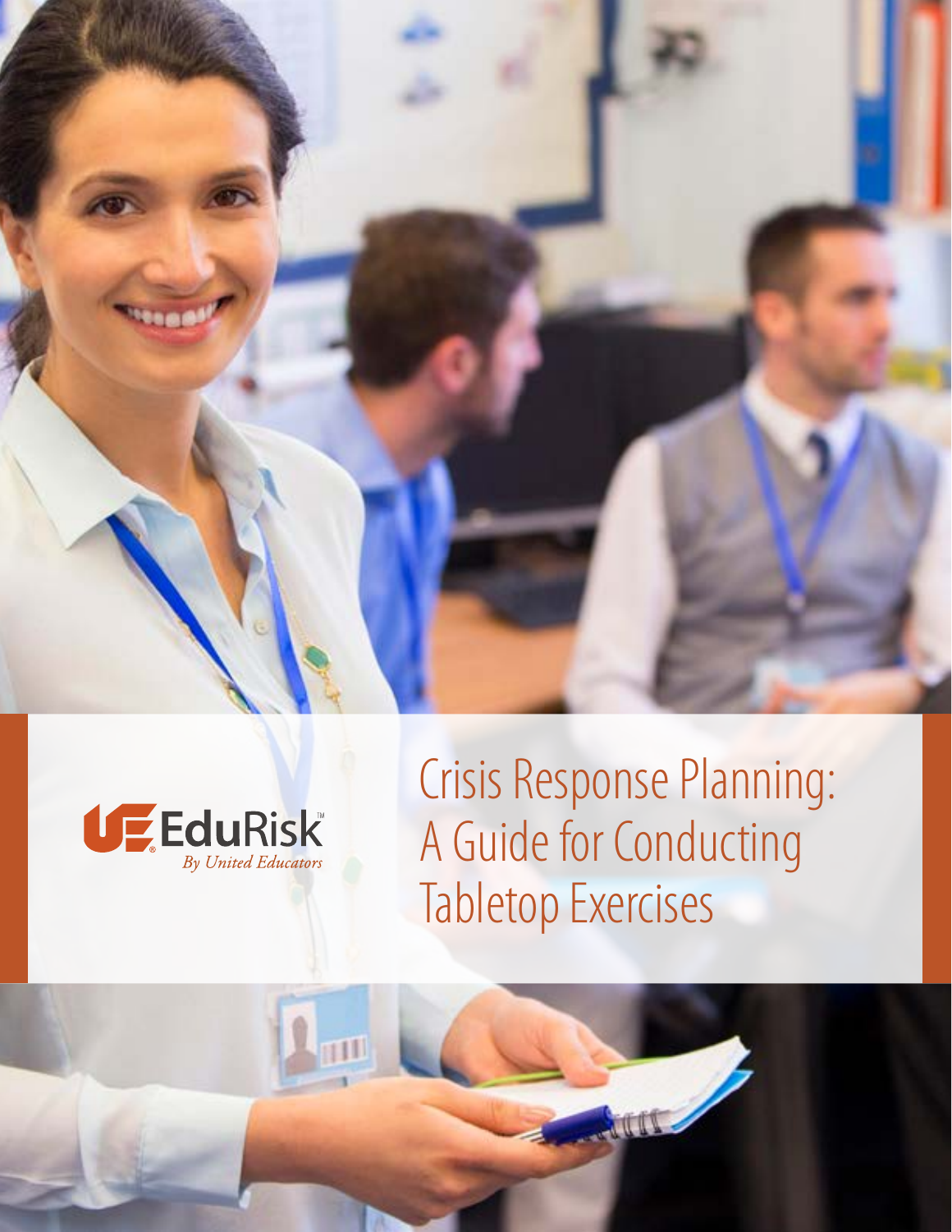EduRisk™
*By United Educators*

# Crisis Response Planning: A Guide for Conducting Tabletop Exercises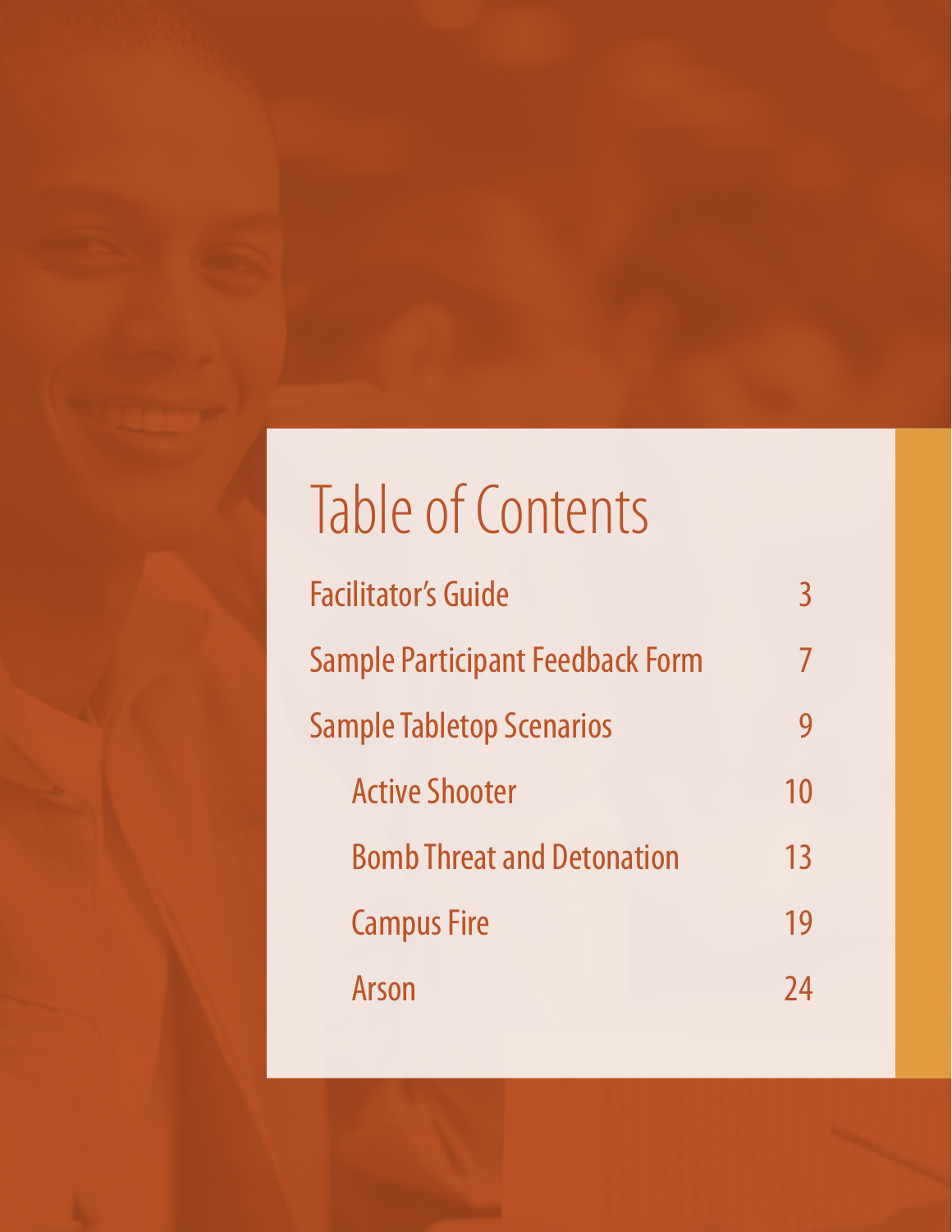# Table of Contents

| | |
|---|---|
| Facilitator's Guide | 3 |
| Sample Participant Feedback Form | 7 |
| Sample Tabletop Scenarios | 9 |
| Active Shooter | 10 |
| Bomb Threat and Detonation | 13 |
| Campus Fire | 19 |
| Arson | 24 |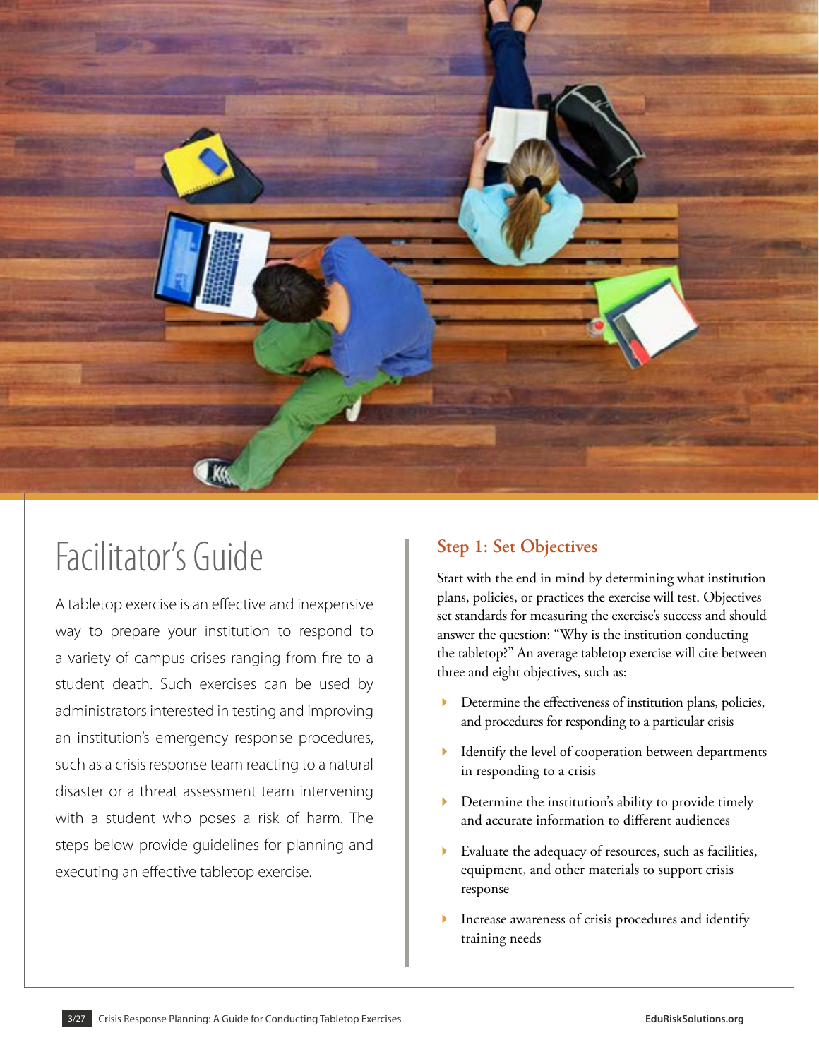# Facilitator's Guide

A tabletop exercise is an effective and inexpensive way to prepare your institution to respond to a variety of campus crises ranging from fire to a student death. Such exercises can be used by administrators interested in testing and improving an institution's emergency response procedures, such as a crisis response team reacting to a natural disaster or a threat assessment team intervening with a student who poses a risk of harm. The steps below provide guidelines for planning and executing an effective tabletop exercise.

## Step 1: Set Objectives

Start with the end in mind by determining what institution plans, policies, or practices the exercise will test. Objectives set standards for measuring the exercise's success and should answer the question: "Why is the institution conducting the tabletop?" An average tabletop exercise will cite between three and eight objectives, such as:

- Determine the effectiveness of institution plans, policies, and procedures for responding to a particular crisis
- Identify the level of cooperation between departments in responding to a crisis
- Determine the institution's ability to provide timely and accurate information to different audiences
- Evaluate the adequacy of resources, such as facilities, equipment, and other materials to support crisis response
- Increase awareness of crisis procedures and identify training needs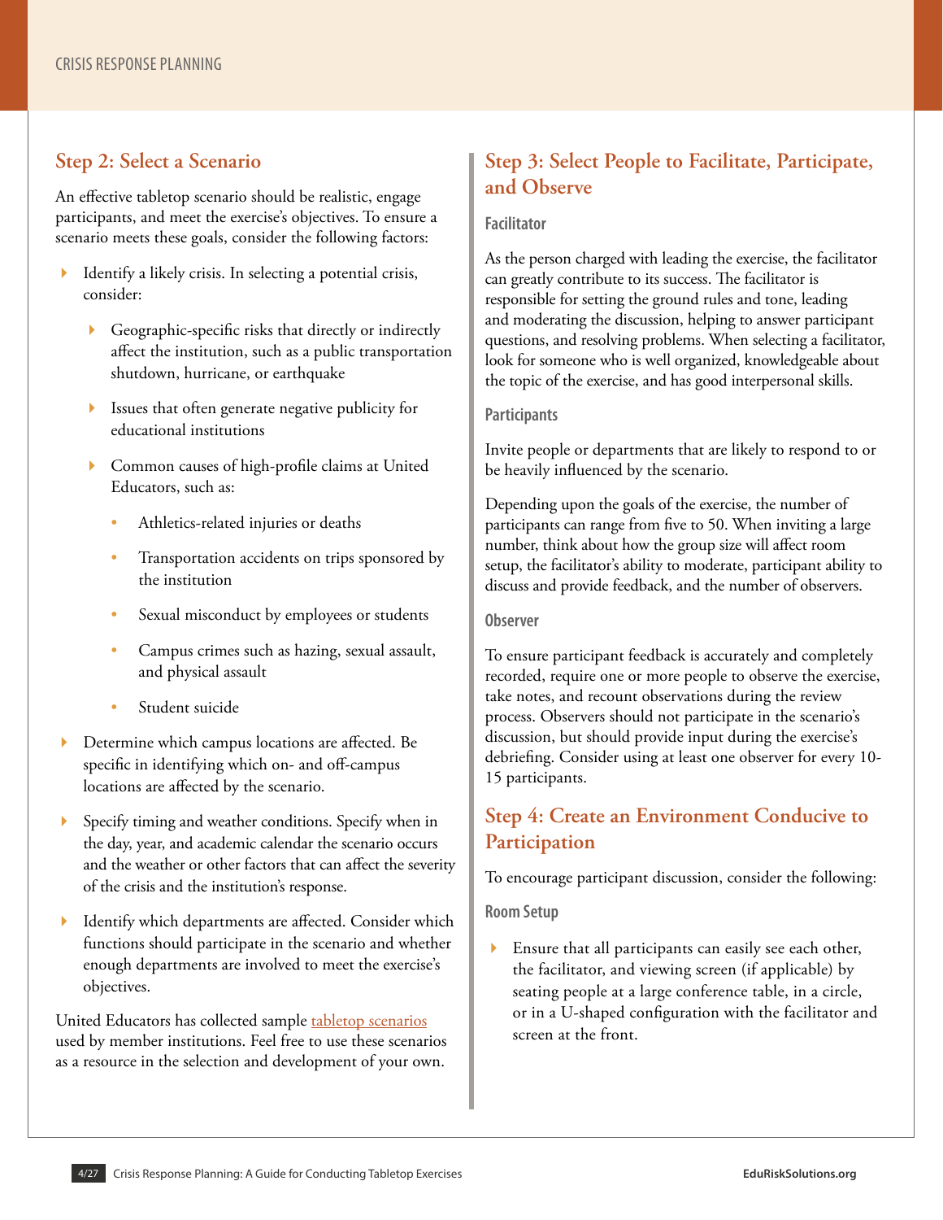## Step 2: Select a Scenario

An effective tabletop scenario should be realistic, engage participants, and meet the exercise's objectives. To ensure a scenario meets these goals, consider the following factors:

- Identify a likely crisis. In selecting a potential crisis, consider:
  - Geographic-specific risks that directly or indirectly affect the institution, such as a public transportation shutdown, hurricane, or earthquake
  - Issues that often generate negative publicity for educational institutions
  - Common causes of high-profile claims at United Educators, such as:
    - Athletics-related injuries or deaths
    - Transportation accidents on trips sponsored by the institution
    - Sexual misconduct by employees or students
    - Campus crimes such as hazing, sexual assault, and physical assault
    - Student suicide
- Determine which campus locations are affected. Be specific in identifying which on- and off-campus locations are affected by the scenario.
- Specify timing and weather conditions. Specify when in the day, year, and academic calendar the scenario occurs and the weather or other factors that can affect the severity of the crisis and the institution's response.
- Identify which departments are affected. Consider which functions should participate in the scenario and whether enough departments are involved to meet the exercise's objectives.

United Educators has collected sample tabletop scenarios used by member institutions. Feel free to use these scenarios as a resource in the selection and development of your own.

## Step 3: Select People to Facilitate, Participate, and Observe

### Facilitator

As the person charged with leading the exercise, the facilitator can greatly contribute to its success. The facilitator is responsible for setting the ground rules and tone, leading and moderating the discussion, helping to answer participant questions, and resolving problems. When selecting a facilitator, look for someone who is well organized, knowledgeable about the topic of the exercise, and has good interpersonal skills.

### Participants

Invite people or departments that are likely to respond to or be heavily influenced by the scenario.

Depending upon the goals of the exercise, the number of participants can range from five to 50. When inviting a large number, think about how the group size will affect room setup, the facilitator's ability to moderate, participant ability to discuss and provide feedback, and the number of observers.

### Observer

To ensure participant feedback is accurately and completely recorded, require one or more people to observe the exercise, take notes, and recount observations during the review process. Observers should not participate in the scenario's discussion, but should provide input during the exercise's debriefing. Consider using at least one observer for every 10-15 participants.

## Step 4: Create an Environment Conducive to Participation

To encourage participant discussion, consider the following:

### Room Setup

- Ensure that all participants can easily see each other, the facilitator, and viewing screen (if applicable) by seating people at a large conference table, in a circle, or in a U-shaped configuration with the facilitator and screen at the front.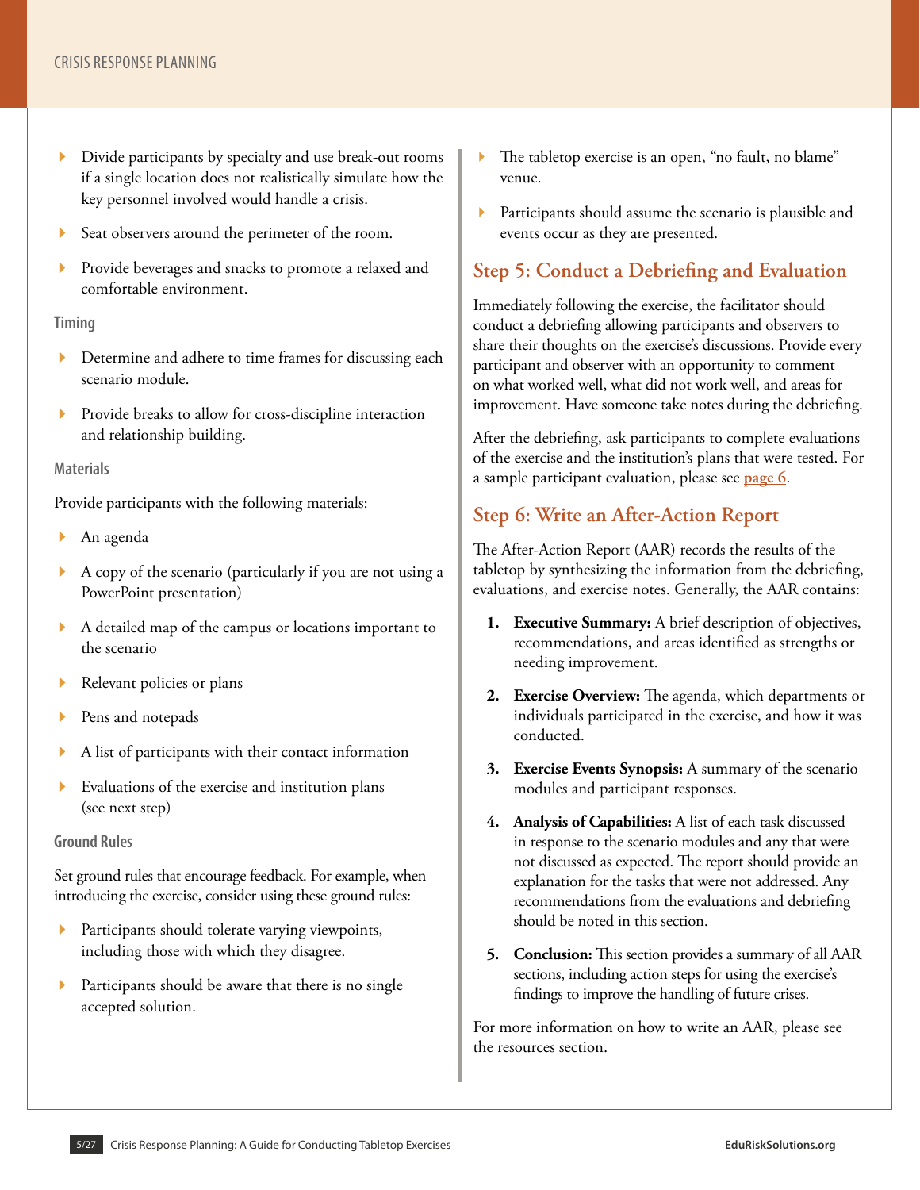- Divide participants by specialty and use break-out rooms if a single location does not realistically simulate how the key personnel involved would handle a crisis.
- Seat observers around the perimeter of the room.
- Provide beverages and snacks to promote a relaxed and comfortable environment.

#### Timing

- Determine and adhere to time frames for discussing each scenario module.
- Provide breaks to allow for cross-discipline interaction and relationship building.

#### Materials

Provide participants with the following materials:

- An agenda
- A copy of the scenario (particularly if you are not using a PowerPoint presentation)
- A detailed map of the campus or locations important to the scenario
- Relevant policies or plans
- Pens and notepads
- A list of participants with their contact information
- Evaluations of the exercise and institution plans (see next step)

#### Ground Rules

Set ground rules that encourage feedback. For example, when introducing the exercise, consider using these ground rules:

- Participants should tolerate varying viewpoints, including those with which they disagree.
- Participants should be aware that there is no single accepted solution.
- The tabletop exercise is an open, "no fault, no blame" venue.
- Participants should assume the scenario is plausible and events occur as they are presented.

## Step 5: Conduct a Debriefing and Evaluation

Immediately following the exercise, the facilitator should conduct a debriefing allowing participants and observers to share their thoughts on the exercise's discussions. Provide every participant and observer with an opportunity to comment on what worked well, what did not work well, and areas for improvement. Have someone take notes during the debriefing.

After the debriefing, ask participants to complete evaluations of the exercise and the institution's plans that were tested. For a sample participant evaluation, please see **page 6**.

## Step 6: Write an After-Action Report

The After-Action Report (AAR) records the results of the tabletop by synthesizing the information from the debriefing, evaluations, and exercise notes. Generally, the AAR contains:

1. **Executive Summary:** A brief description of objectives, recommendations, and areas identified as strengths or needing improvement.
2. **Exercise Overview:** The agenda, which departments or individuals participated in the exercise, and how it was conducted.
3. **Exercise Events Synopsis:** A summary of the scenario modules and participant responses.
4. **Analysis of Capabilities:** A list of each task discussed in response to the scenario modules and any that were not discussed as expected. The report should provide an explanation for the tasks that were not addressed. Any recommendations from the evaluations and debriefing should be noted in this section.
5. **Conclusion:** This section provides a summary of all AAR sections, including action steps for using the exercise's findings to improve the handling of future crises.

For more information on how to write an AAR, please see the resources section.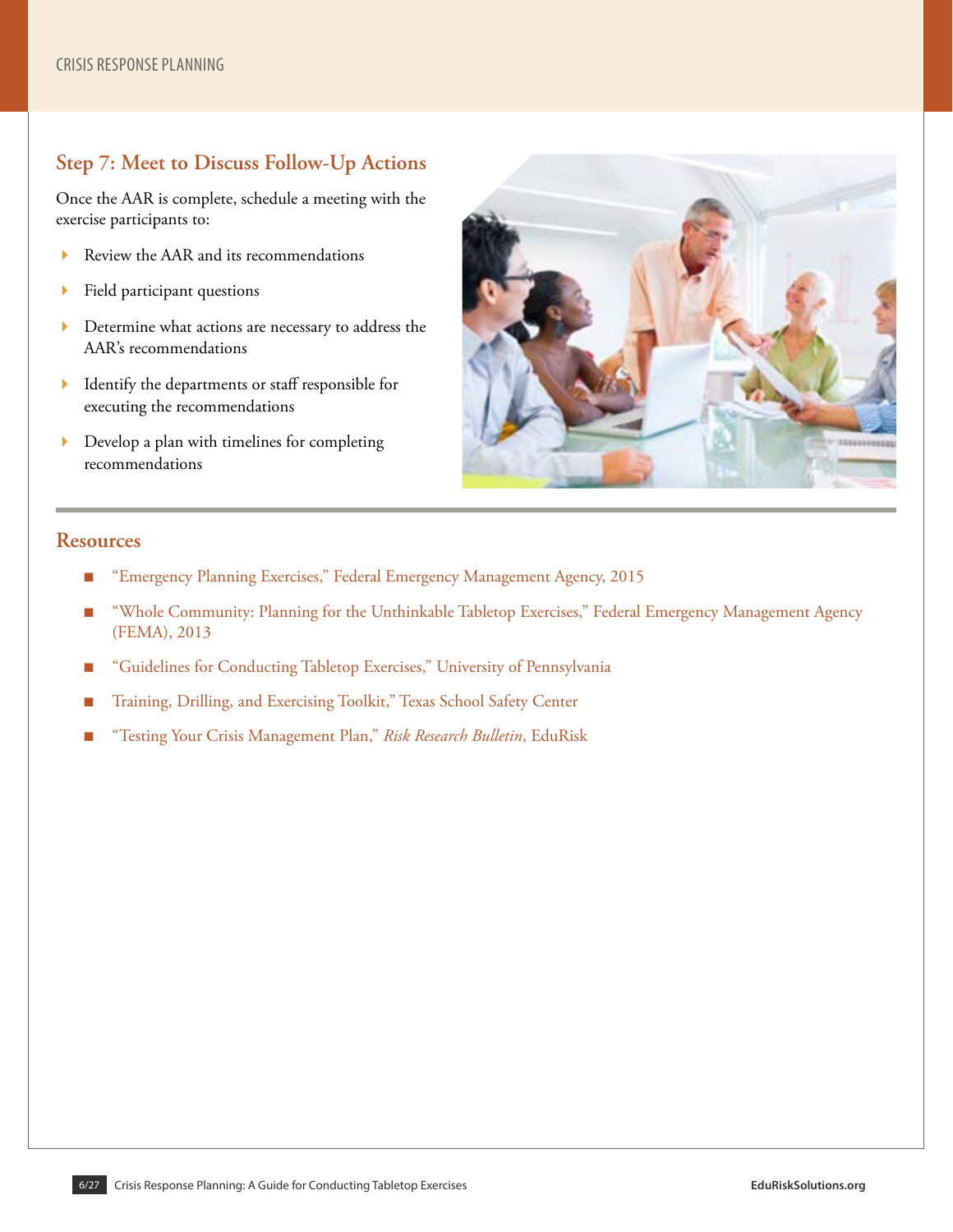## Step 7: Meet to Discuss Follow-Up Actions

Once the AAR is complete, schedule a meeting with the exercise participants to:

- Review the AAR and its recommendations
- Field participant questions
- Determine what actions are necessary to address the AAR's recommendations
- Identify the departments or staff responsible for executing the recommendations
- Develop a plan with timelines for completing recommendations

## Resources

- "Emergency Planning Exercises," Federal Emergency Management Agency, 2015
- "Whole Community: Planning for the Unthinkable Tabletop Exercises," Federal Emergency Management Agency (FEMA), 2013
- "Guidelines for Conducting Tabletop Exercises," University of Pennsylvania
- Training, Drilling, and Exercising Toolkit," Texas School Safety Center
- "Testing Your Crisis Management Plan," *Risk Research Bulletin*, EduRisk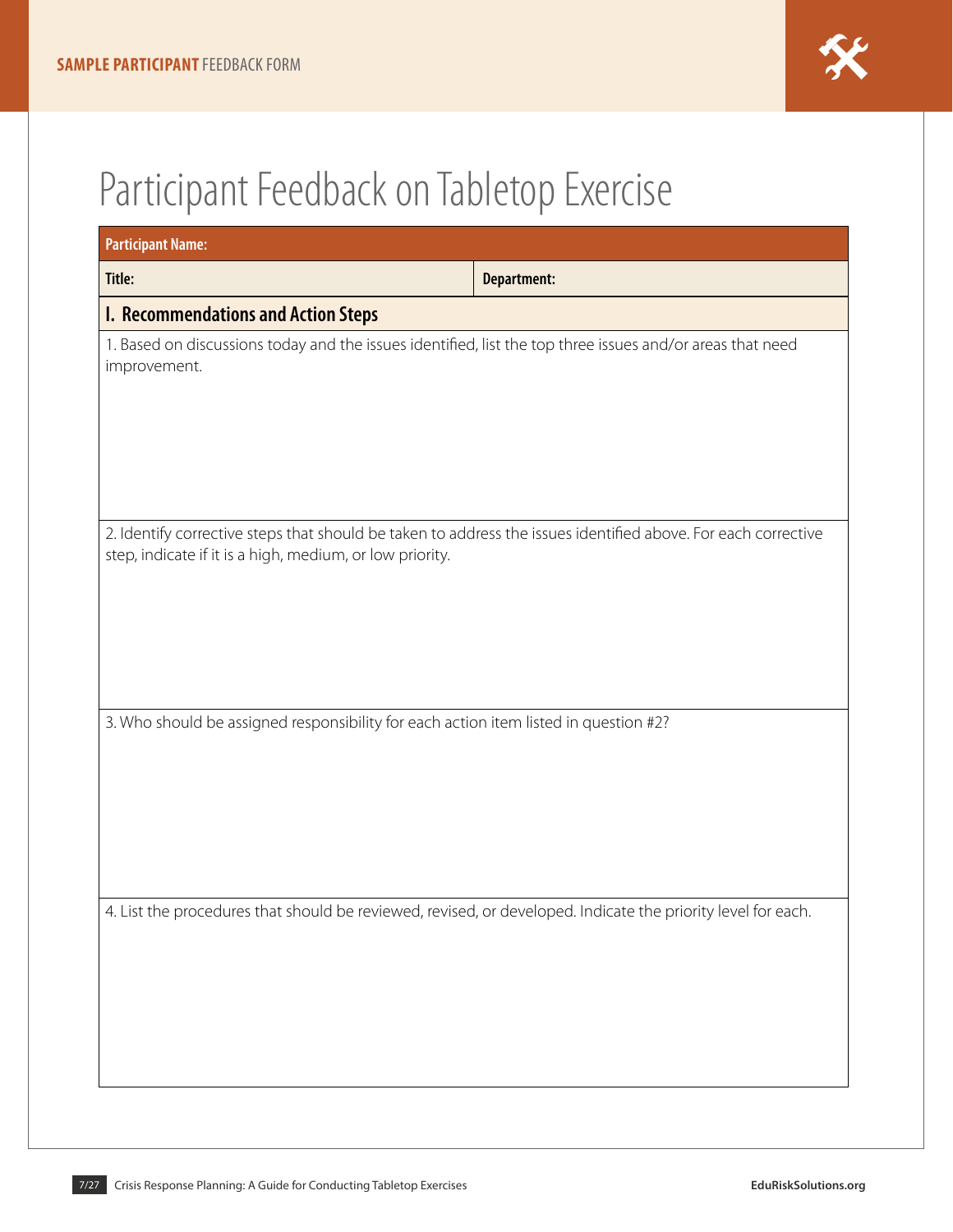# Participant Feedback on Tabletop Exercise

| **Participant Name:** | |
|---|---|
| **Title:** | **Department:** |

## I. Recommendations and Action Steps

1. Based on discussions today and the issues identified, list the top three issues and/or areas that need improvement.

2. Identify corrective steps that should be taken to address the issues identified above. For each corrective step, indicate if it is a high, medium, or low priority.

3. Who should be assigned responsibility for each action item listed in question #2?

4. List the procedures that should be reviewed, revised, or developed. Indicate the priority level for each.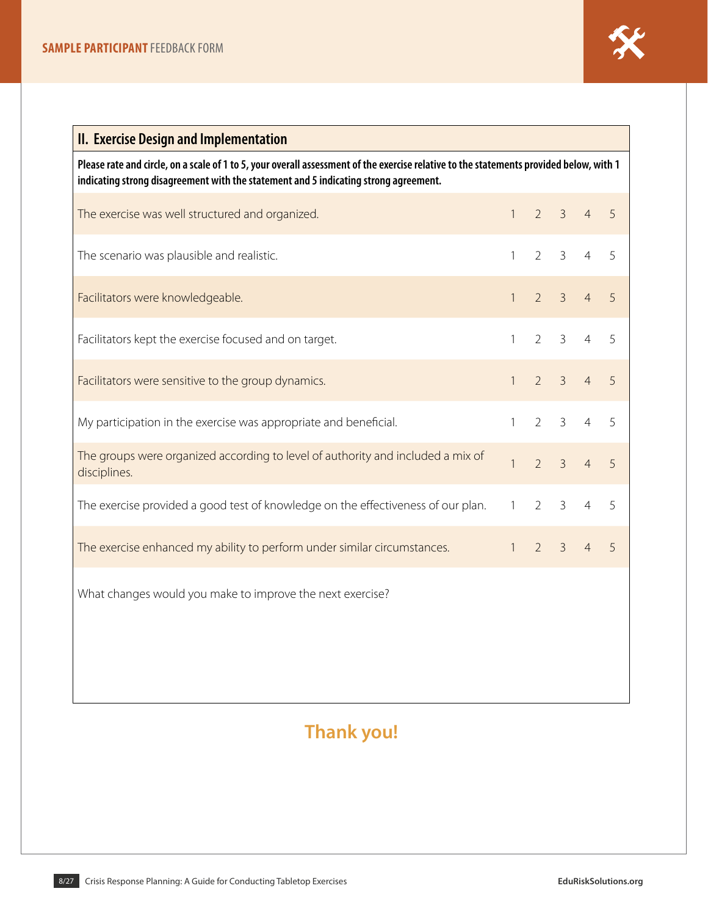SAMPLE PARTICIPANT FEEDBACK FORM

## II. Exercise Design and Implementation

**Please rate and circle, on a scale of 1 to 5, your overall assessment of the exercise relative to the statements provided below, with 1 indicating strong disagreement with the statement and 5 indicating strong agreement.**

| Statement | | | | | |
|---|---|---|---|---|---|
| The exercise was well structured and organized. | 1 | 2 | 3 | 4 | 5 |
| The scenario was plausible and realistic. | 1 | 2 | 3 | 4 | 5 |
| Facilitators were knowledgeable. | 1 | 2 | 3 | 4 | 5 |
| Facilitators kept the exercise focused and on target. | 1 | 2 | 3 | 4 | 5 |
| Facilitators were sensitive to the group dynamics. | 1 | 2 | 3 | 4 | 5 |
| My participation in the exercise was appropriate and beneficial. | 1 | 2 | 3 | 4 | 5 |
| The groups were organized according to level of authority and included a mix of disciplines. | 1 | 2 | 3 | 4 | 5 |
| The exercise provided a good test of knowledge on the effectiveness of our plan. | 1 | 2 | 3 | 4 | 5 |
| The exercise enhanced my ability to perform under similar circumstances. | 1 | 2 | 3 | 4 | 5 |

What changes would you make to improve the next exercise?

**Thank you!**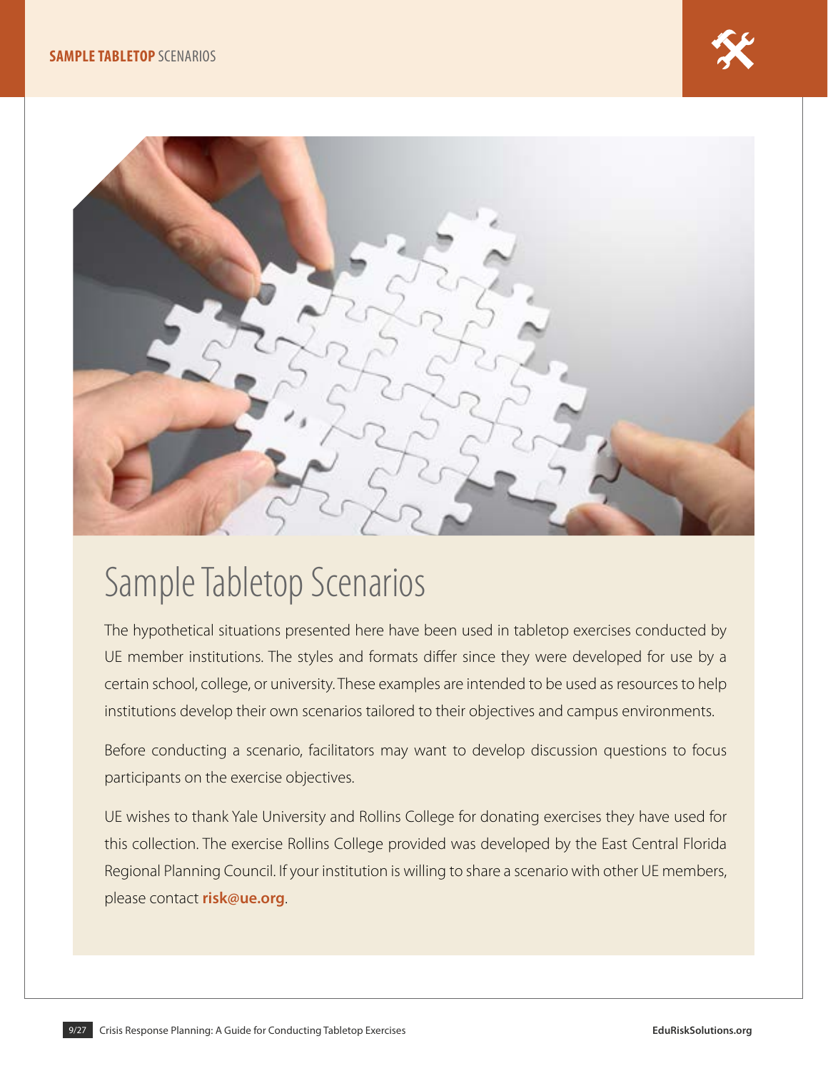# Sample Tabletop Scenarios

The hypothetical situations presented here have been used in tabletop exercises conducted by UE member institutions. The styles and formats differ since they were developed for use by a certain school, college, or university. These examples are intended to be used as resources to help institutions develop their own scenarios tailored to their objectives and campus environments.

Before conducting a scenario, facilitators may want to develop discussion questions to focus participants on the exercise objectives.

UE wishes to thank Yale University and Rollins College for donating exercises they have used for this collection. The exercise Rollins College provided was developed by the East Central Florida Regional Planning Council. If your institution is willing to share a scenario with other UE members, please contact **risk@ue.org**.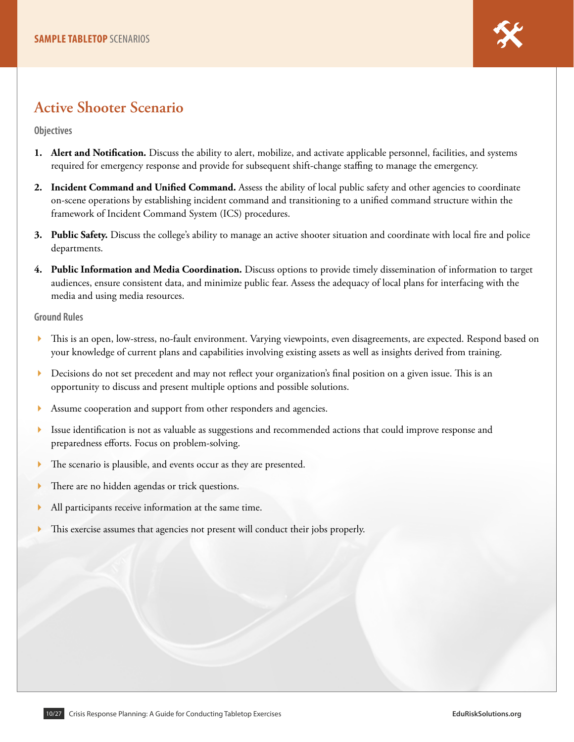# Active Shooter Scenario

### Objectives

1. **Alert and Notification.** Discuss the ability to alert, mobilize, and activate applicable personnel, facilities, and systems required for emergency response and provide for subsequent shift-change staffing to manage the emergency.
2. **Incident Command and Unified Command.** Assess the ability of local public safety and other agencies to coordinate on-scene operations by establishing incident command and transitioning to a unified command structure within the framework of Incident Command System (ICS) procedures.
3. **Public Safety.** Discuss the college's ability to manage an active shooter situation and coordinate with local fire and police departments.
4. **Public Information and Media Coordination.** Discuss options to provide timely dissemination of information to target audiences, ensure consistent data, and minimize public fear. Assess the adequacy of local plans for interfacing with the media and using media resources.

### Ground Rules

- This is an open, low-stress, no-fault environment. Varying viewpoints, even disagreements, are expected. Respond based on your knowledge of current plans and capabilities involving existing assets as well as insights derived from training.
- Decisions do not set precedent and may not reflect your organization's final position on a given issue. This is an opportunity to discuss and present multiple options and possible solutions.
- Assume cooperation and support from other responders and agencies.
- Issue identification is not as valuable as suggestions and recommended actions that could improve response and preparedness efforts. Focus on problem-solving.
- The scenario is plausible, and events occur as they are presented.
- There are no hidden agendas or trick questions.
- All participants receive information at the same time.
- This exercise assumes that agencies not present will conduct their jobs properly.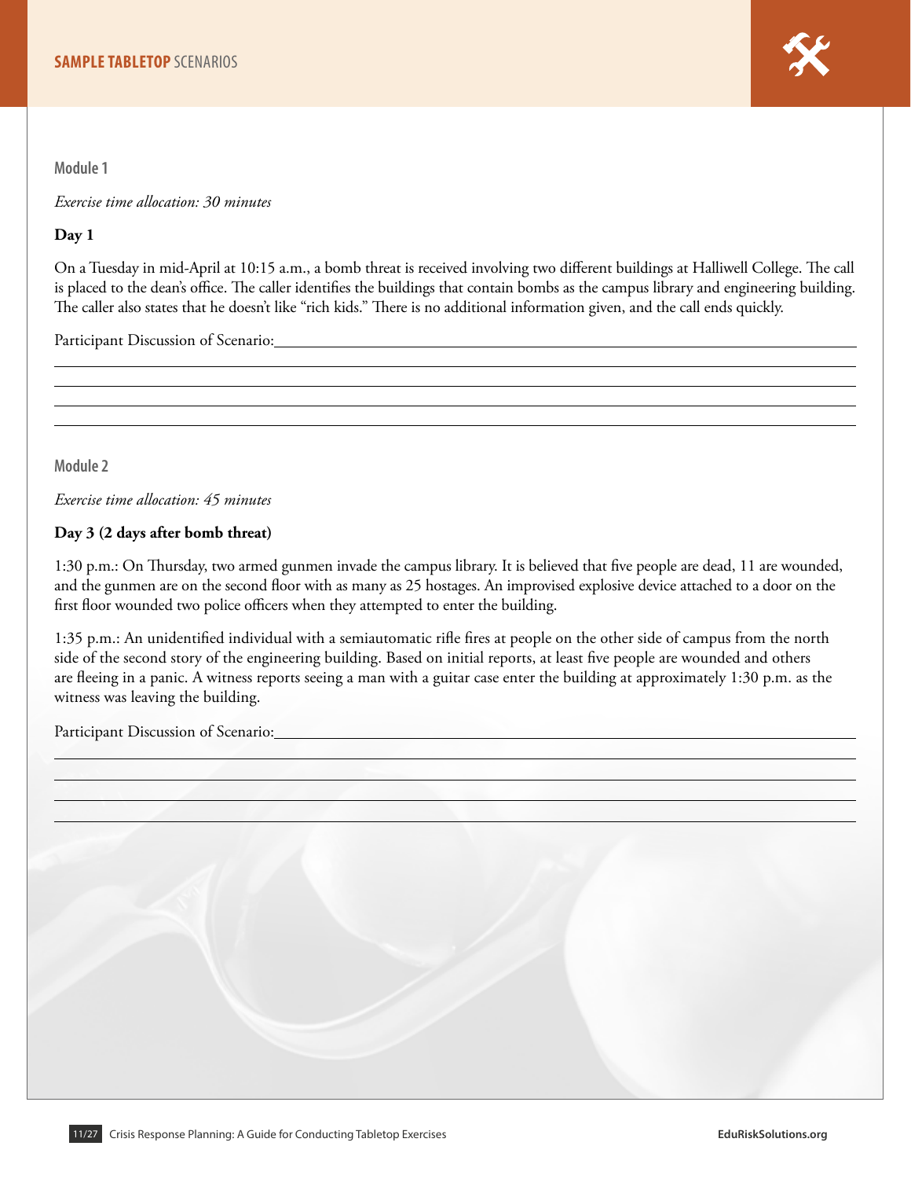## Module 1

*Exercise time allocation: 30 minutes*

**Day 1**

On a Tuesday in mid-April at 10:15 a.m., a bomb threat is received involving two different buildings at Halliwell College. The call is placed to the dean's office. The caller identifies the buildings that contain bombs as the campus library and engineering building. The caller also states that he doesn't like "rich kids." There is no additional information given, and the call ends quickly.

Participant Discussion of Scenario:

## Module 2

*Exercise time allocation: 45 minutes*

**Day 3 (2 days after bomb threat)**

1:30 p.m.: On Thursday, two armed gunmen invade the campus library. It is believed that five people are dead, 11 are wounded, and the gunmen are on the second floor with as many as 25 hostages. An improvised explosive device attached to a door on the first floor wounded two police officers when they attempted to enter the building.

1:35 p.m.: An unidentified individual with a semiautomatic rifle fires at people on the other side of campus from the north side of the second story of the engineering building. Based on initial reports, at least five people are wounded and others are fleeing in a panic. A witness reports seeing a man with a guitar case enter the building at approximately 1:30 p.m. as the witness was leaving the building.

Participant Discussion of Scenario: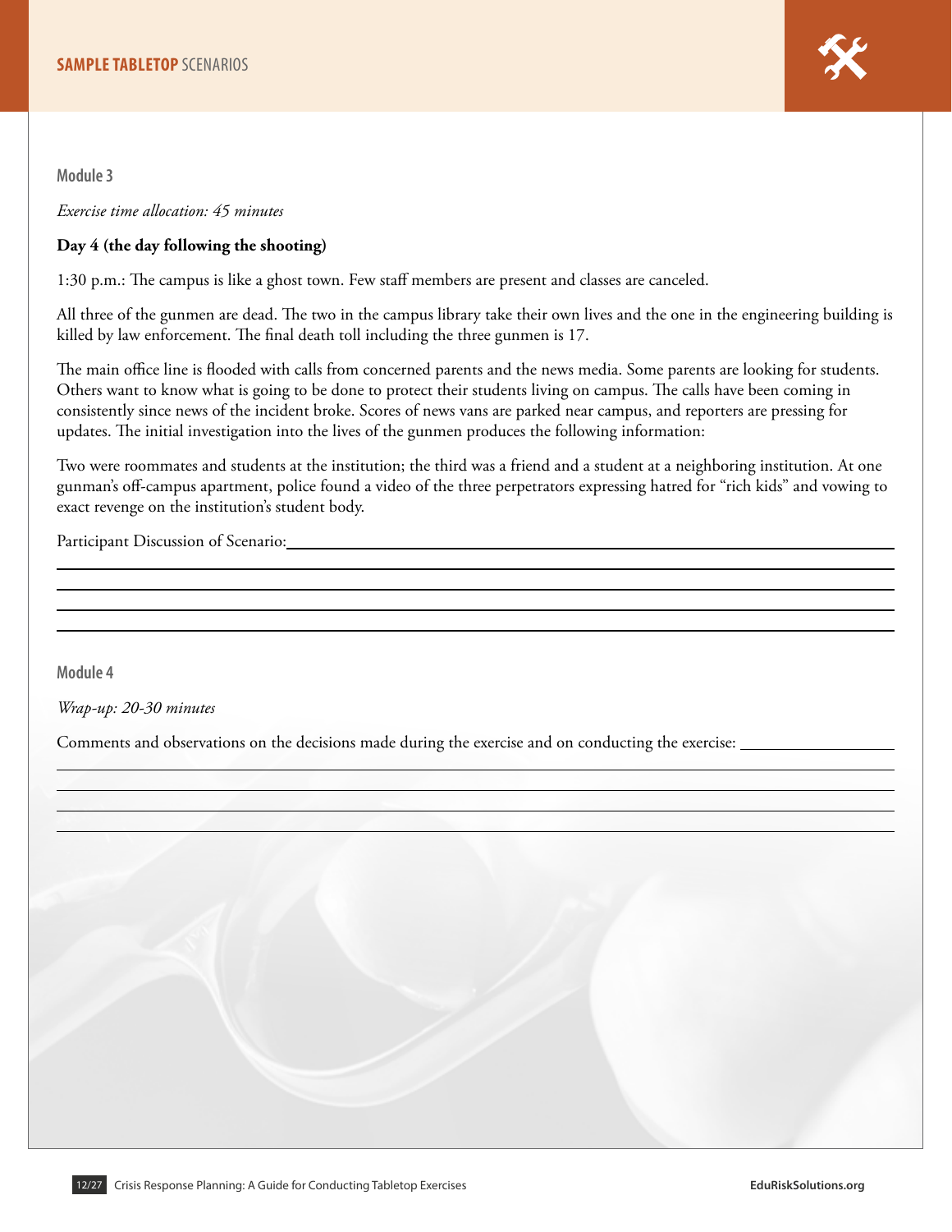### Module 3

*Exercise time allocation: 45 minutes*

**Day 4 (the day following the shooting)**

1:30 p.m.: The campus is like a ghost town. Few staff members are present and classes are canceled.

All three of the gunmen are dead. The two in the campus library take their own lives and the one in the engineering building is killed by law enforcement. The final death toll including the three gunmen is 17.

The main office line is flooded with calls from concerned parents and the news media. Some parents are looking for students. Others want to know what is going to be done to protect their students living on campus. The calls have been coming in consistently since news of the incident broke. Scores of news vans are parked near campus, and reporters are pressing for updates. The initial investigation into the lives of the gunmen produces the following information:

Two were roommates and students at the institution; the third was a friend and a student at a neighboring institution. At one gunman's off-campus apartment, police found a video of the three perpetrators expressing hatred for "rich kids" and vowing to exact revenge on the institution's student body.

Participant Discussion of Scenario: \_\_\_\_\_\_\_\_\_\_\_\_\_\_\_\_\_\_\_\_\_\_\_\_\_\_\_\_\_\_\_\_\_\_\_\_\_\_\_\_

\_\_\_\_\_\_\_\_\_\_\_\_\_\_\_\_\_\_\_\_\_\_\_\_\_\_\_\_\_\_\_\_\_\_\_\_\_\_\_\_\_\_\_\_\_\_\_\_\_\_\_\_\_\_\_\_\_\_\_\_

\_\_\_\_\_\_\_\_\_\_\_\_\_\_\_\_\_\_\_\_\_\_\_\_\_\_\_\_\_\_\_\_\_\_\_\_\_\_\_\_\_\_\_\_\_\_\_\_\_\_\_\_\_\_\_\_\_\_\_\_

\_\_\_\_\_\_\_\_\_\_\_\_\_\_\_\_\_\_\_\_\_\_\_\_\_\_\_\_\_\_\_\_\_\_\_\_\_\_\_\_\_\_\_\_\_\_\_\_\_\_\_\_\_\_\_\_\_\_\_\_

\_\_\_\_\_\_\_\_\_\_\_\_\_\_\_\_\_\_\_\_\_\_\_\_\_\_\_\_\_\_\_\_\_\_\_\_\_\_\_\_\_\_\_\_\_\_\_\_\_\_\_\_\_\_\_\_\_\_\_\_

### Module 4

*Wrap-up: 20-30 minutes*

Comments and observations on the decisions made during the exercise and on conducting the exercise: \_\_\_\_\_\_\_\_\_\_\_\_\_\_\_\_\_\_\_\_

\_\_\_\_\_\_\_\_\_\_\_\_\_\_\_\_\_\_\_\_\_\_\_\_\_\_\_\_\_\_\_\_\_\_\_\_\_\_\_\_\_\_\_\_\_\_\_\_\_\_\_\_\_\_\_\_\_\_\_\_

\_\_\_\_\_\_\_\_\_\_\_\_\_\_\_\_\_\_\_\_\_\_\_\_\_\_\_\_\_\_\_\_\_\_\_\_\_\_\_\_\_\_\_\_\_\_\_\_\_\_\_\_\_\_\_\_\_\_\_\_

\_\_\_\_\_\_\_\_\_\_\_\_\_\_\_\_\_\_\_\_\_\_\_\_\_\_\_\_\_\_\_\_\_\_\_\_\_\_\_\_\_\_\_\_\_\_\_\_\_\_\_\_\_\_\_\_\_\_\_\_

\_\_\_\_\_\_\_\_\_\_\_\_\_\_\_\_\_\_\_\_\_\_\_\_\_\_\_\_\_\_\_\_\_\_\_\_\_\_\_\_\_\_\_\_\_\_\_\_\_\_\_\_\_\_\_\_\_\_\_\_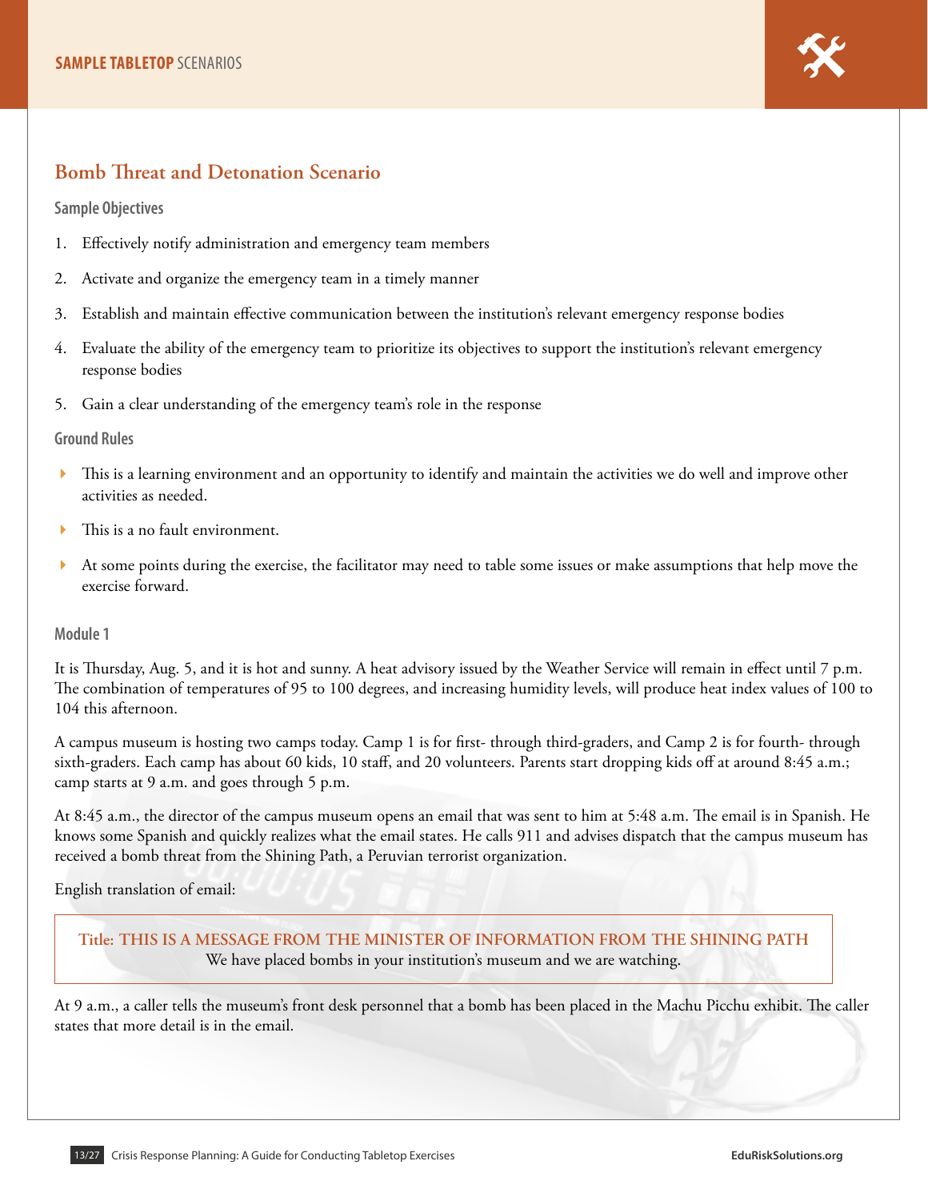## Bomb Threat and Detonation Scenario

### Sample Objectives

1. Effectively notify administration and emergency team members
2. Activate and organize the emergency team in a timely manner
3. Establish and maintain effective communication between the institution's relevant emergency response bodies
4. Evaluate the ability of the emergency team to prioritize its objectives to support the institution's relevant emergency response bodies
5. Gain a clear understanding of the emergency team's role in the response

### Ground Rules

- This is a learning environment and an opportunity to identify and maintain the activities we do well and improve other activities as needed.
- This is a no fault environment.
- At some points during the exercise, the facilitator may need to table some issues or make assumptions that help move the exercise forward.

### Module 1

It is Thursday, Aug. 5, and it is hot and sunny. A heat advisory issued by the Weather Service will remain in effect until 7 p.m. The combination of temperatures of 95 to 100 degrees, and increasing humidity levels, will produce heat index values of 100 to 104 this afternoon.

A campus museum is hosting two camps today. Camp 1 is for first- through third-graders, and Camp 2 is for fourth- through sixth-graders. Each camp has about 60 kids, 10 staff, and 20 volunteers. Parents start dropping kids off at around 8:45 a.m.; camp starts at 9 a.m. and goes through 5 p.m.

At 8:45 a.m., the director of the campus museum opens an email that was sent to him at 5:48 a.m. The email is in Spanish. He knows some Spanish and quickly realizes what the email states. He calls 911 and advises dispatch that the campus museum has received a bomb threat from the Shining Path, a Peruvian terrorist organization.

English translation of email:

> **Title: THIS IS A MESSAGE FROM THE MINISTER OF INFORMATION FROM THE SHINING PATH**
> We have placed bombs in your institution's museum and we are watching.

At 9 a.m., a caller tells the museum's front desk personnel that a bomb has been placed in the Machu Picchu exhibit. The caller states that more detail is in the email.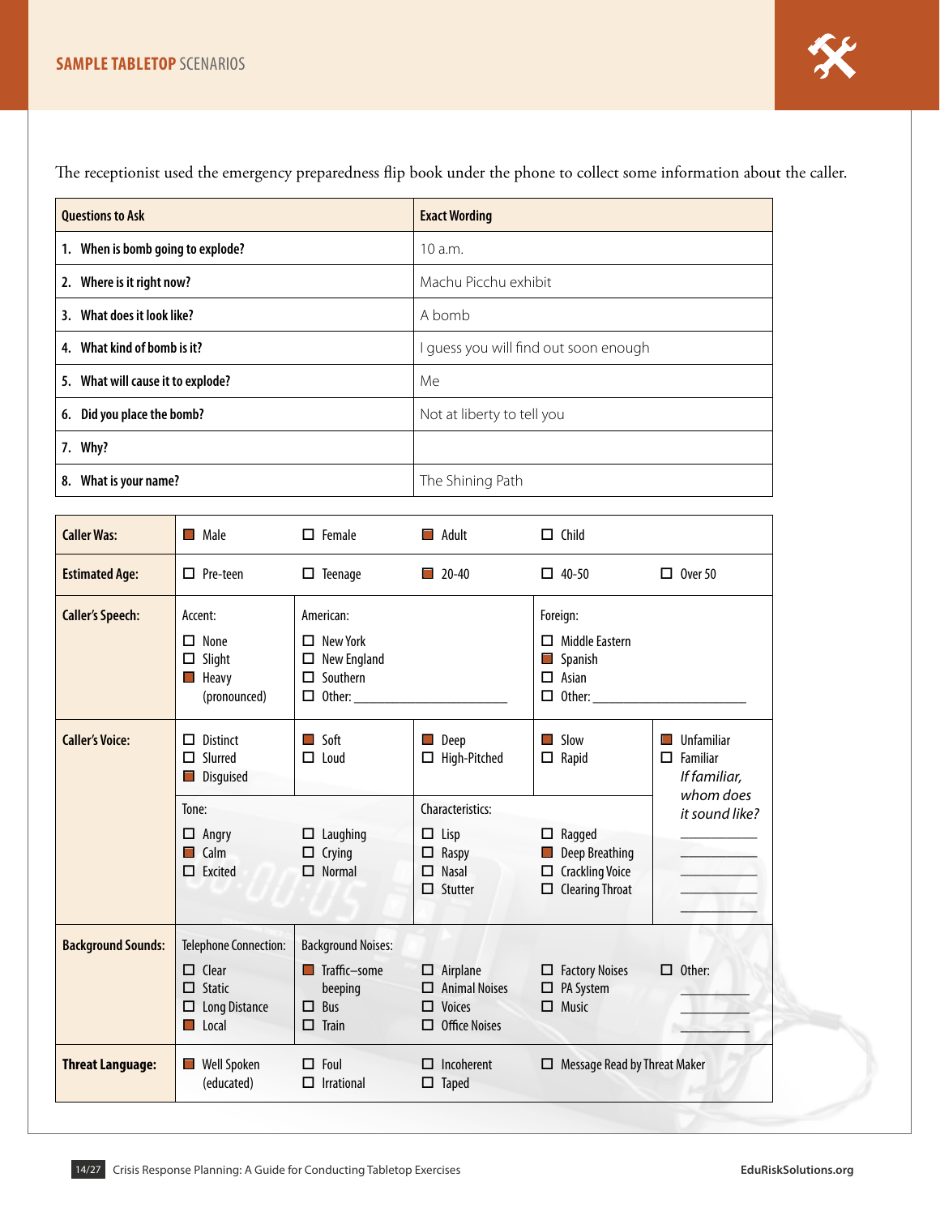The receptionist used the emergency preparedness flip book under the phone to collect some information about the caller.

| Questions to Ask | Exact Wording |
|---|---|
| 1. When is bomb going to explode? | 10 a.m. |
| 2. Where is it right now? | Machu Picchu exhibit |
| 3. What does it look like? | A bomb |
| 4. What kind of bomb is it? | I guess you will find out soon enough |
| 5. What will cause it to explode? | Me |
| 6. Did you place the bomb? | Not at liberty to tell you |
| 7. Why? | |
| 8. What is your name? | The Shining Path |

| | | | | | |
|---|---|---|---|---|---|
| **Caller Was:** | ■ Male | ☐ Female | ■ Adult | ☐ Child | |
| **Estimated Age:** | ☐ Pre-teen | ☐ Teenage | ■ 20-40 | ☐ 40-50 | ☐ Over 50 |
| **Caller's Speech:** | Accent: ☐ None ☐ Slight ■ Heavy (pronounced) | American: ☐ New York ☐ New England ☐ Southern ☐ Other: ______ | | Foreign: ☐ Middle Eastern ■ Spanish ☐ Asian ☐ Other: ______ | |
| **Caller's Voice:** | ☐ Distinct ☐ Slurred ■ Disguised | ■ Soft ☐ Loud | ■ Deep ☐ High-Pitched | ■ Slow ☐ Rapid | ■ Unfamiliar ☐ Familiar *If familiar, whom does it sound like?* ______ |
| | Tone: ☐ Angry ■ Calm ☐ Excited | ☐ Laughing ☐ Crying ☐ Normal | Characteristics: ☐ Lisp ☐ Raspy ☐ Nasal ☐ Stutter | ☐ Ragged ■ Deep Breathing ☐ Crackling Voice ☐ Clearing Throat | |
| **Background Sounds:** | Telephone Connection: ☐ Clear ☐ Static ☐ Long Distance ■ Local | Background Noises: ■ Traffic–some beeping ☐ Bus ☐ Train | ☐ Airplane ☐ Animal Noises ☐ Voices ☐ Office Noises | ☐ Factory Noises ☐ PA System ☐ Music | ☐ Other: ______ |
| **Threat Language:** | ■ Well Spoken (educated) | ☐ Foul ☐ Irrational | ☐ Incoherent ☐ Taped | ☐ Message Read by Threat Maker | |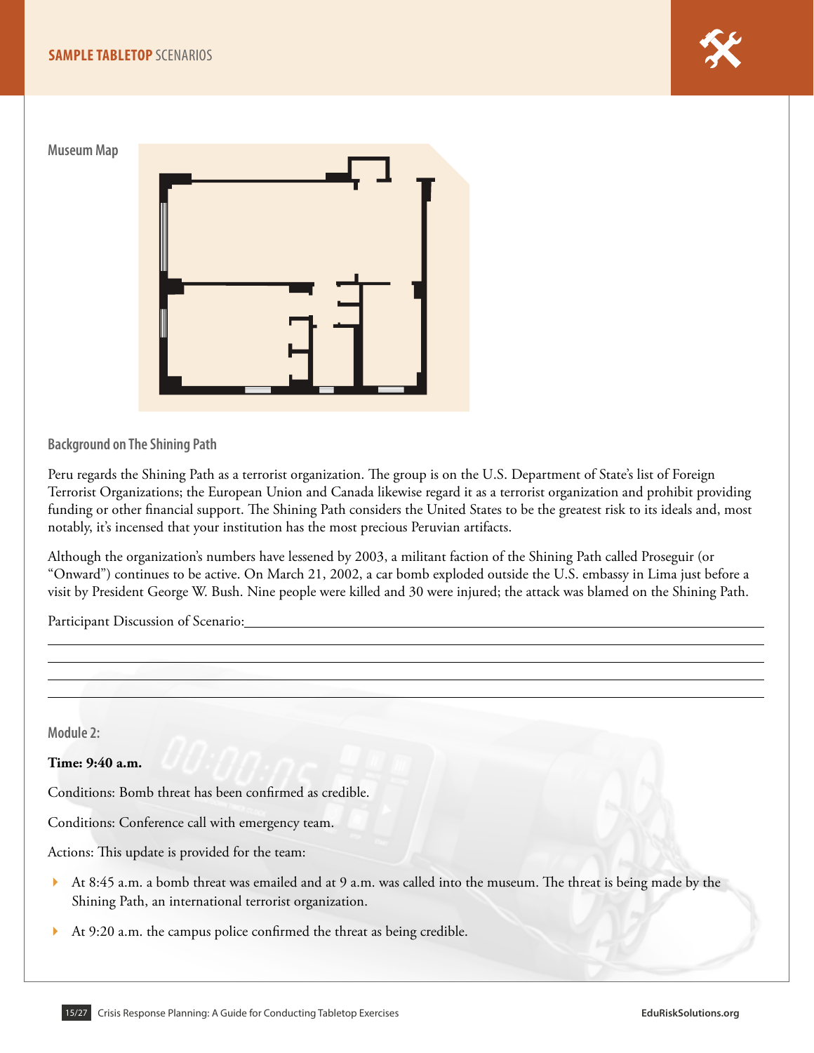**Museum Map**

**Background on The Shining Path**

Peru regards the Shining Path as a terrorist organization. The group is on the U.S. Department of State's list of Foreign Terrorist Organizations; the European Union and Canada likewise regard it as a terrorist organization and prohibit providing funding or other financial support. The Shining Path considers the United States to be the greatest risk to its ideals and, most notably, it's incensed that your institution has the most precious Peruvian artifacts.

Although the organization's numbers have lessened by 2003, a militant faction of the Shining Path called Proseguir (or "Onward") continues to be active. On March 21, 2002, a car bomb exploded outside the U.S. embassy in Lima just before a visit by President George W. Bush. Nine people were killed and 30 were injured; the attack was blamed on the Shining Path.

Participant Discussion of Scenario:\_\_\_\_\_\_\_\_\_\_\_\_\_\_\_\_\_\_\_\_\_\_\_\_\_\_\_\_\_\_\_\_\_\_\_\_\_\_\_\_\_\_\_\_\_\_\_\_\_\_\_\_\_\_\_\_\_\_\_\_\_\_\_\_\_\_\_\_\_\_\_\_\_\_

**Module 2:**

**Time: 9:40 a.m.**

Conditions: Bomb threat has been confirmed as credible.

Conditions: Conference call with emergency team.

Actions: This update is provided for the team:

- At 8:45 a.m. a bomb threat was emailed and at 9 a.m. was called into the museum. The threat is being made by the Shining Path, an international terrorist organization.
- At 9:20 a.m. the campus police confirmed the threat as being credible.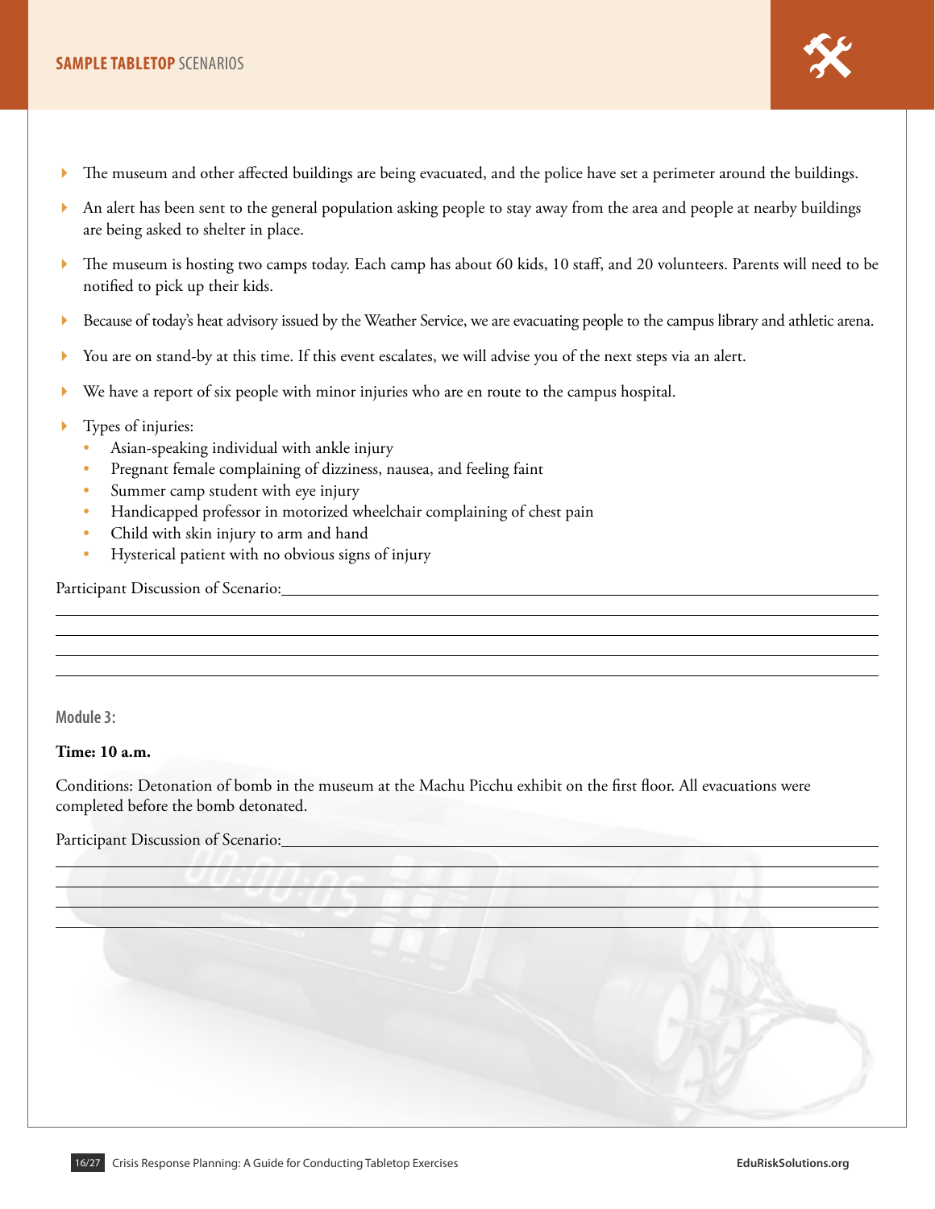- The museum and other affected buildings are being evacuated, and the police have set a perimeter around the buildings.
- An alert has been sent to the general population asking people to stay away from the area and people at nearby buildings are being asked to shelter in place.
- The museum is hosting two camps today. Each camp has about 60 kids, 10 staff, and 20 volunteers. Parents will need to be notified to pick up their kids.
- Because of today's heat advisory issued by the Weather Service, we are evacuating people to the campus library and athletic arena.
- You are on stand-by at this time. If this event escalates, we will advise you of the next steps via an alert.
- We have a report of six people with minor injuries who are en route to the campus hospital.
- Types of injuries:
  - Asian-speaking individual with ankle injury
  - Pregnant female complaining of dizziness, nausea, and feeling faint
  - Summer camp student with eye injury
  - Handicapped professor in motorized wheelchair complaining of chest pain
  - Child with skin injury to arm and hand
  - Hysterical patient with no obvious signs of injury

Participant Discussion of Scenario:______________________________

______________________________

______________________________

______________________________

______________________________

### Module 3:

**Time: 10 a.m.**

Conditions: Detonation of bomb in the museum at the Machu Picchu exhibit on the first floor. All evacuations were completed before the bomb detonated.

Participant Discussion of Scenario:______________________________

______________________________

______________________________

______________________________

______________________________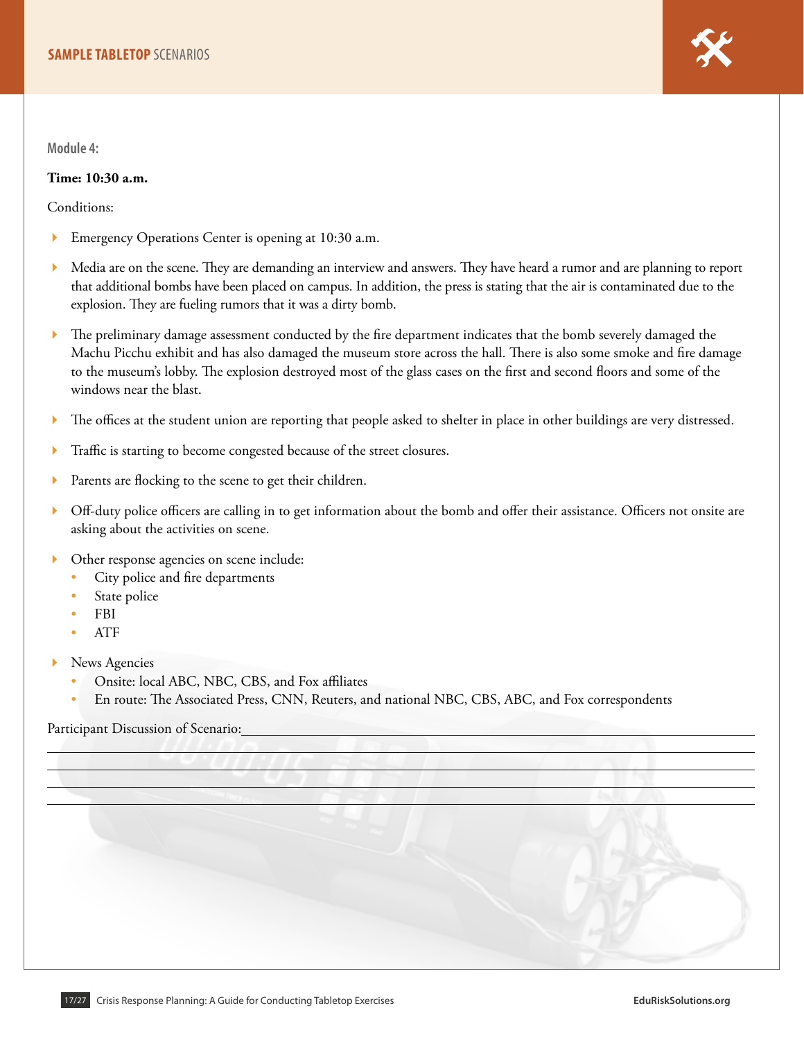Module 4:

**Time: 10:30 a.m.**

Conditions:

- Emergency Operations Center is opening at 10:30 a.m.
- Media are on the scene. They are demanding an interview and answers. They have heard a rumor and are planning to report that additional bombs have been placed on campus. In addition, the press is stating that the air is contaminated due to the explosion. They are fueling rumors that it was a dirty bomb.
- The preliminary damage assessment conducted by the fire department indicates that the bomb severely damaged the Machu Picchu exhibit and has also damaged the museum store across the hall. There is also some smoke and fire damage to the museum's lobby. The explosion destroyed most of the glass cases on the first and second floors and some of the windows near the blast.
- The offices at the student union are reporting that people asked to shelter in place in other buildings are very distressed.
- Traffic is starting to become congested because of the street closures.
- Parents are flocking to the scene to get their children.
- Off-duty police officers are calling in to get information about the bomb and offer their assistance. Officers not onsite are asking about the activities on scene.
- Other response agencies on scene include:
  - City police and fire departments
  - State police
  - FBI
  - ATF
- News Agencies
  - Onsite: local ABC, NBC, CBS, and Fox affiliates
  - En route: The Associated Press, CNN, Reuters, and national NBC, CBS, ABC, and Fox correspondents

Participant Discussion of Scenario: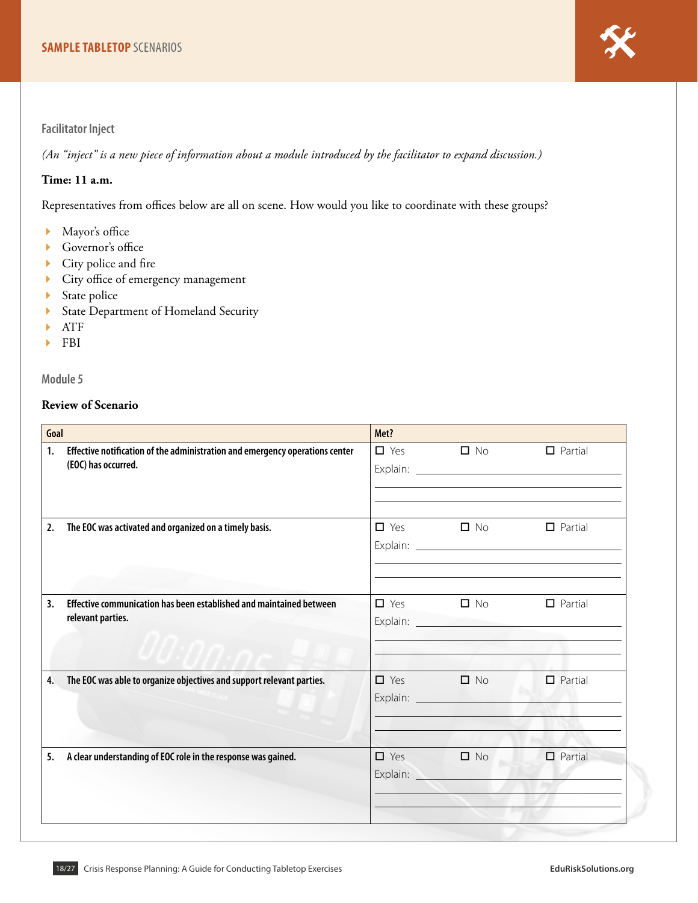### Facilitator Inject

*(An "inject" is a new piece of information about a module introduced by the facilitator to expand discussion.)*

**Time: 11 a.m.**

Representatives from offices below are all on scene. How would you like to coordinate with these groups?

- Mayor's office
- Governor's office
- City police and fire
- City office of emergency management
- State police
- State Department of Homeland Security
- ATF
- FBI

### Module 5

**Review of Scenario**

| Goal | Met? |
|---|---|
| **1. Effective notification of the administration and emergency operations center (EOC) has occurred.** | ☐ Yes ☐ No ☐ Partial<br>Explain: |
| **2. The EOC was activated and organized on a timely basis.** | ☐ Yes ☐ No ☐ Partial<br>Explain: |
| **3. Effective communication has been established and maintained between relevant parties.** | ☐ Yes ☐ No ☐ Partial<br>Explain: |
| **4. The EOC was able to organize objectives and support relevant parties.** | ☐ Yes ☐ No ☐ Partial<br>Explain: |
| **5. A clear understanding of EOC role in the response was gained.** | ☐ Yes ☐ No ☐ Partial<br>Explain: |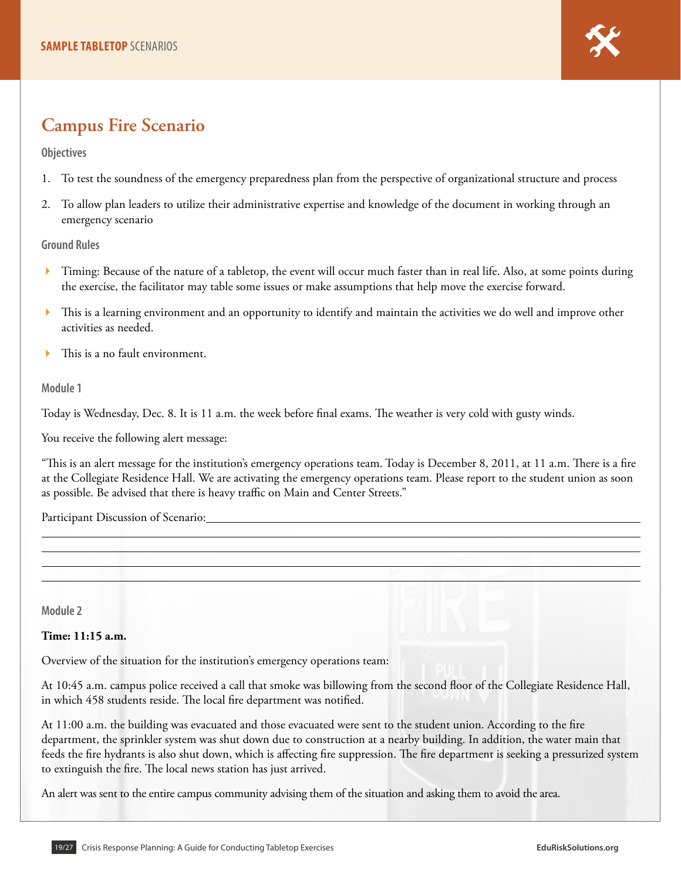## Campus Fire Scenario

### Objectives

1. To test the soundness of the emergency preparedness plan from the perspective of organizational structure and process
2. To allow plan leaders to utilize their administrative expertise and knowledge of the document in working through an emergency scenario

### Ground Rules

- Timing: Because of the nature of a tabletop, the event will occur much faster than in real life. Also, at some points during the exercise, the facilitator may table some issues or make assumptions that help move the exercise forward.
- This is a learning environment and an opportunity to identify and maintain the activities we do well and improve other activities as needed.
- This is a no fault environment.

### Module 1

Today is Wednesday, Dec. 8. It is 11 a.m. the week before final exams. The weather is very cold with gusty winds.

You receive the following alert message:

"This is an alert message for the institution's emergency operations team. Today is December 8, 2011, at 11 a.m. There is a fire at the Collegiate Residence Hall. We are activating the emergency operations team. Please report to the student union as soon as possible. Be advised that there is heavy traffic on Main and Center Streets."

Participant Discussion of Scenario:\_\_\_\_\_\_\_\_\_\_\_\_\_\_\_\_\_\_\_\_\_\_\_\_\_\_\_\_\_\_\_\_\_\_\_\_\_\_\_\_

\_\_\_\_\_\_\_\_\_\_\_\_\_\_\_\_\_\_\_\_\_\_\_\_\_\_\_\_\_\_\_\_\_\_\_\_\_\_\_\_\_\_\_\_\_\_\_\_\_\_\_\_\_\_\_\_\_\_\_\_\_\_\_\_

\_\_\_\_\_\_\_\_\_\_\_\_\_\_\_\_\_\_\_\_\_\_\_\_\_\_\_\_\_\_\_\_\_\_\_\_\_\_\_\_\_\_\_\_\_\_\_\_\_\_\_\_\_\_\_\_\_\_\_\_\_\_\_\_

\_\_\_\_\_\_\_\_\_\_\_\_\_\_\_\_\_\_\_\_\_\_\_\_\_\_\_\_\_\_\_\_\_\_\_\_\_\_\_\_\_\_\_\_\_\_\_\_\_\_\_\_\_\_\_\_\_\_\_\_\_\_\_\_

\_\_\_\_\_\_\_\_\_\_\_\_\_\_\_\_\_\_\_\_\_\_\_\_\_\_\_\_\_\_\_\_\_\_\_\_\_\_\_\_\_\_\_\_\_\_\_\_\_\_\_\_\_\_\_\_\_\_\_\_\_\_\_\_

### Module 2

**Time: 11:15 a.m.**

Overview of the situation for the institution's emergency operations team:

At 10:45 a.m. campus police received a call that smoke was billowing from the second floor of the Collegiate Residence Hall, in which 458 students reside. The local fire department was notified.

At 11:00 a.m. the building was evacuated and those evacuated were sent to the student union. According to the fire department, the sprinkler system was shut down due to construction at a nearby building. In addition, the water main that feeds the fire hydrants is also shut down, which is affecting fire suppression. The fire department is seeking a pressurized system to extinguish the fire. The local news station has just arrived.

An alert was sent to the entire campus community advising them of the situation and asking them to avoid the area.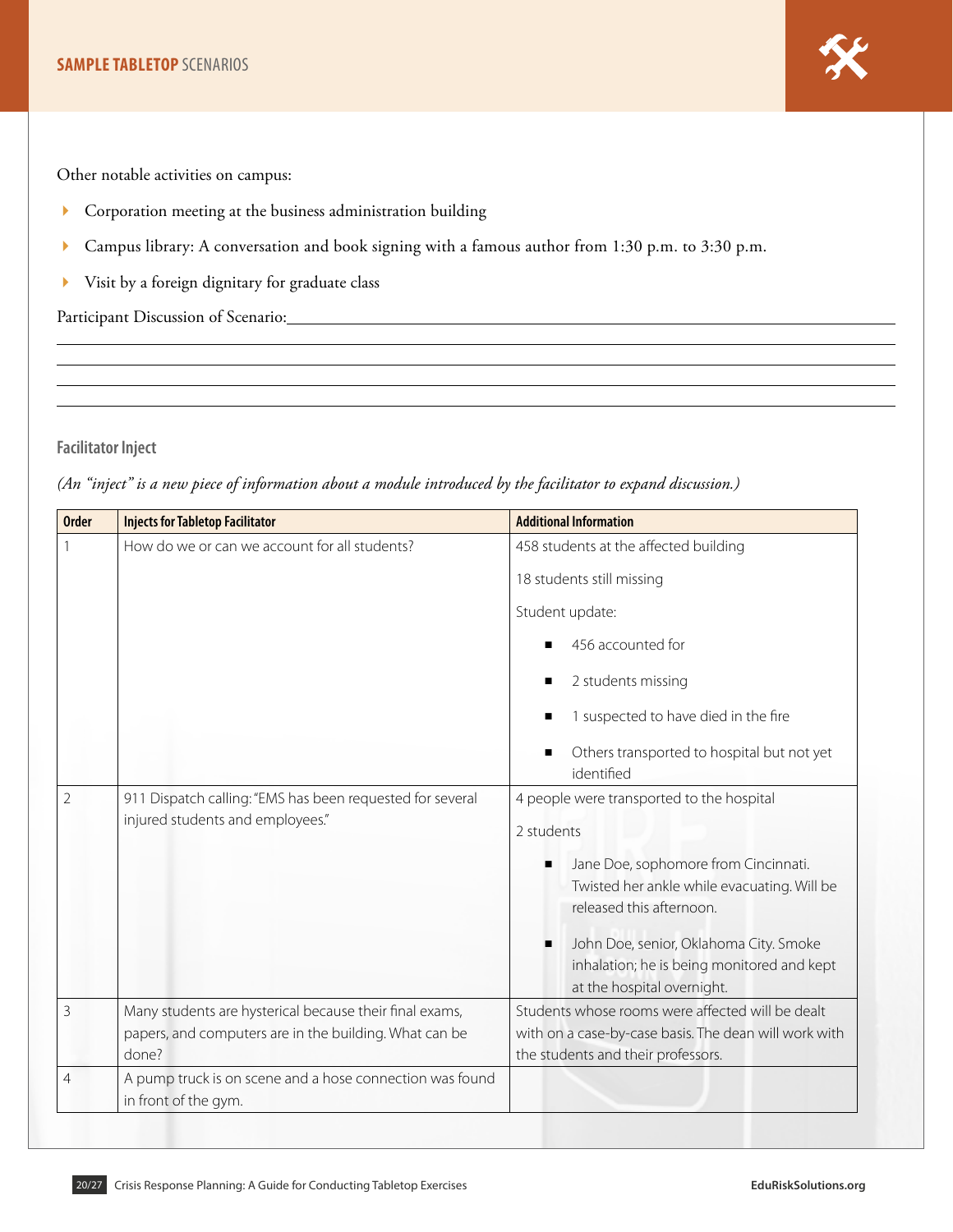Other notable activities on campus:

- Corporation meeting at the business administration building
- Campus library: A conversation and book signing with a famous author from 1:30 p.m. to 3:30 p.m.
- Visit by a foreign dignitary for graduate class

Participant Discussion of Scenario:\_\_\_\_\_\_\_\_\_\_\_\_\_\_\_\_\_\_\_\_\_\_\_\_\_\_\_\_\_\_\_\_\_\_\_\_\_\_\_\_

### Facilitator Inject

*(An "inject" is a new piece of information about a module introduced by the facilitator to expand discussion.)*

| Order | Injects for Tabletop Facilitator | Additional Information |
|---|---|---|
| 1 | How do we or can we account for all students? | 458 students at the affected building<br><br>18 students still missing<br><br>Student update:<br>▪ 456 accounted for<br>▪ 2 students missing<br>▪ 1 suspected to have died in the fire<br>▪ Others transported to hospital but not yet identified |
| 2 | 911 Dispatch calling: "EMS has been requested for several injured students and employees." | 4 people were transported to the hospital<br><br>2 students<br>▪ Jane Doe, sophomore from Cincinnati. Twisted her ankle while evacuating. Will be released this afternoon.<br>▪ John Doe, senior, Oklahoma City. Smoke inhalation; he is being monitored and kept at the hospital overnight. |
| 3 | Many students are hysterical because their final exams, papers, and computers are in the building. What can be done? | Students whose rooms were affected will be dealt with on a case-by-case basis. The dean will work with the students and their professors. |
| 4 | A pump truck is on scene and a hose connection was found in front of the gym. | |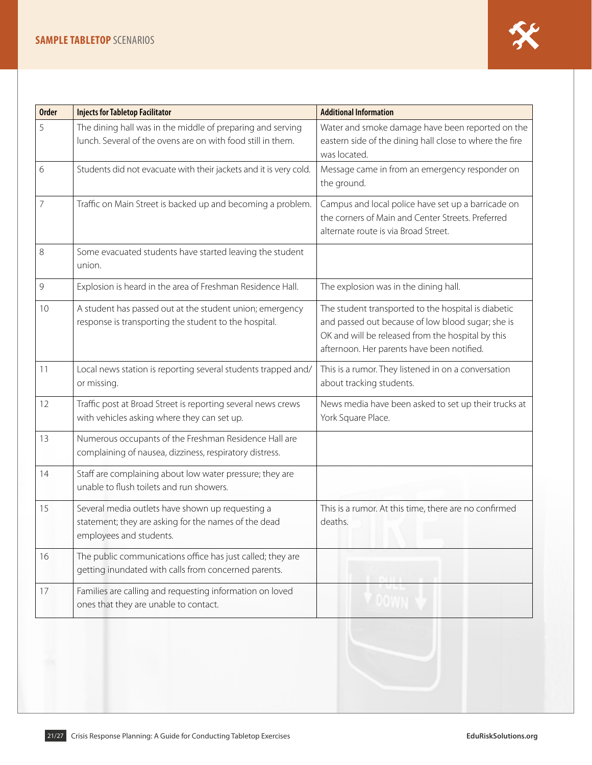| Order | Injects for Tabletop Facilitator | Additional Information |
|---|---|---|
| 5 | The dining hall was in the middle of preparing and serving lunch. Several of the ovens are on with food still in them. | Water and smoke damage have been reported on the eastern side of the dining hall close to where the fire was located. |
| 6 | Students did not evacuate with their jackets and it is very cold. | Message came in from an emergency responder on the ground. |
| 7 | Traffic on Main Street is backed up and becoming a problem. | Campus and local police have set up a barricade on the corners of Main and Center Streets. Preferred alternate route is via Broad Street. |
| 8 | Some evacuated students have started leaving the student union. | |
| 9 | Explosion is heard in the area of Freshman Residence Hall. | The explosion was in the dining hall. |
| 10 | A student has passed out at the student union; emergency response is transporting the student to the hospital. | The student transported to the hospital is diabetic and passed out because of low blood sugar; she is OK and will be released from the hospital by this afternoon. Her parents have been notified. |
| 11 | Local news station is reporting several students trapped and/or missing. | This is a rumor. They listened in on a conversation about tracking students. |
| 12 | Traffic post at Broad Street is reporting several news crews with vehicles asking where they can set up. | News media have been asked to set up their trucks at York Square Place. |
| 13 | Numerous occupants of the Freshman Residence Hall are complaining of nausea, dizziness, respiratory distress. | |
| 14 | Staff are complaining about low water pressure; they are unable to flush toilets and run showers. | |
| 15 | Several media outlets have shown up requesting a statement; they are asking for the names of the dead employees and students. | This is a rumor. At this time, there are no confirmed deaths. |
| 16 | The public communications office has just called; they are getting inundated with calls from concerned parents. | |
| 17 | Families are calling and requesting information on loved ones that they are unable to contact. | |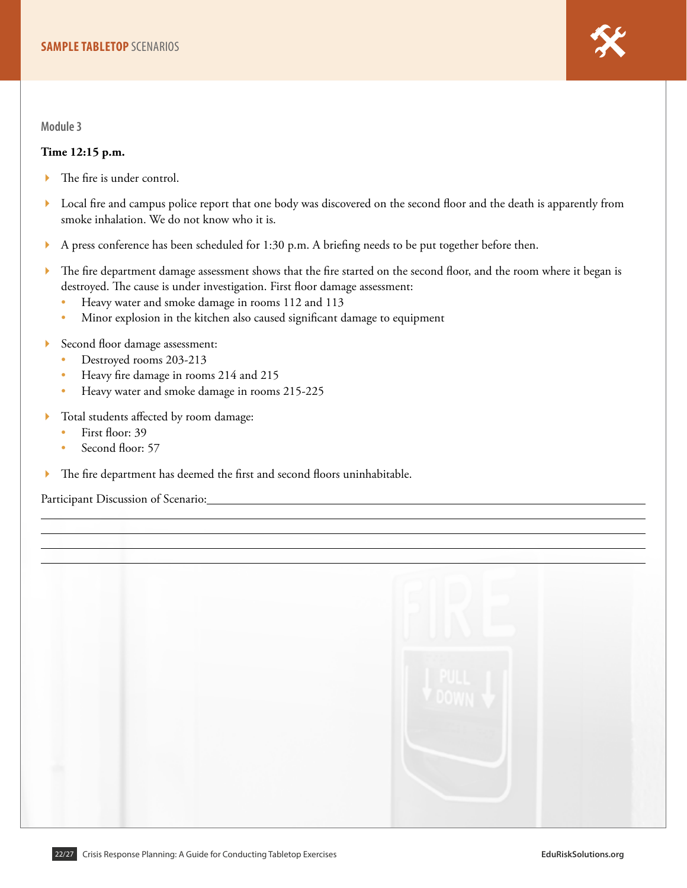## Module 3

**Time 12:15 p.m.**

- The fire is under control.
- Local fire and campus police report that one body was discovered on the second floor and the death is apparently from smoke inhalation. We do not know who it is.
- A press conference has been scheduled for 1:30 p.m. A briefing needs to be put together before then.
- The fire department damage assessment shows that the fire started on the second floor, and the room where it began is destroyed. The cause is under investigation. First floor damage assessment:
  - Heavy water and smoke damage in rooms 112 and 113
  - Minor explosion in the kitchen also caused significant damage to equipment
- Second floor damage assessment:
  - Destroyed rooms 203-213
  - Heavy fire damage in rooms 214 and 215
  - Heavy water and smoke damage in rooms 215-225
- Total students affected by room damage:
  - First floor: 39
  - Second floor: 57
- The fire department has deemed the first and second floors uninhabitable.

Participant Discussion of Scenario:________________________________________________________________

____________________________________________________________________________________________

____________________________________________________________________________________________

____________________________________________________________________________________________

____________________________________________________________________________________________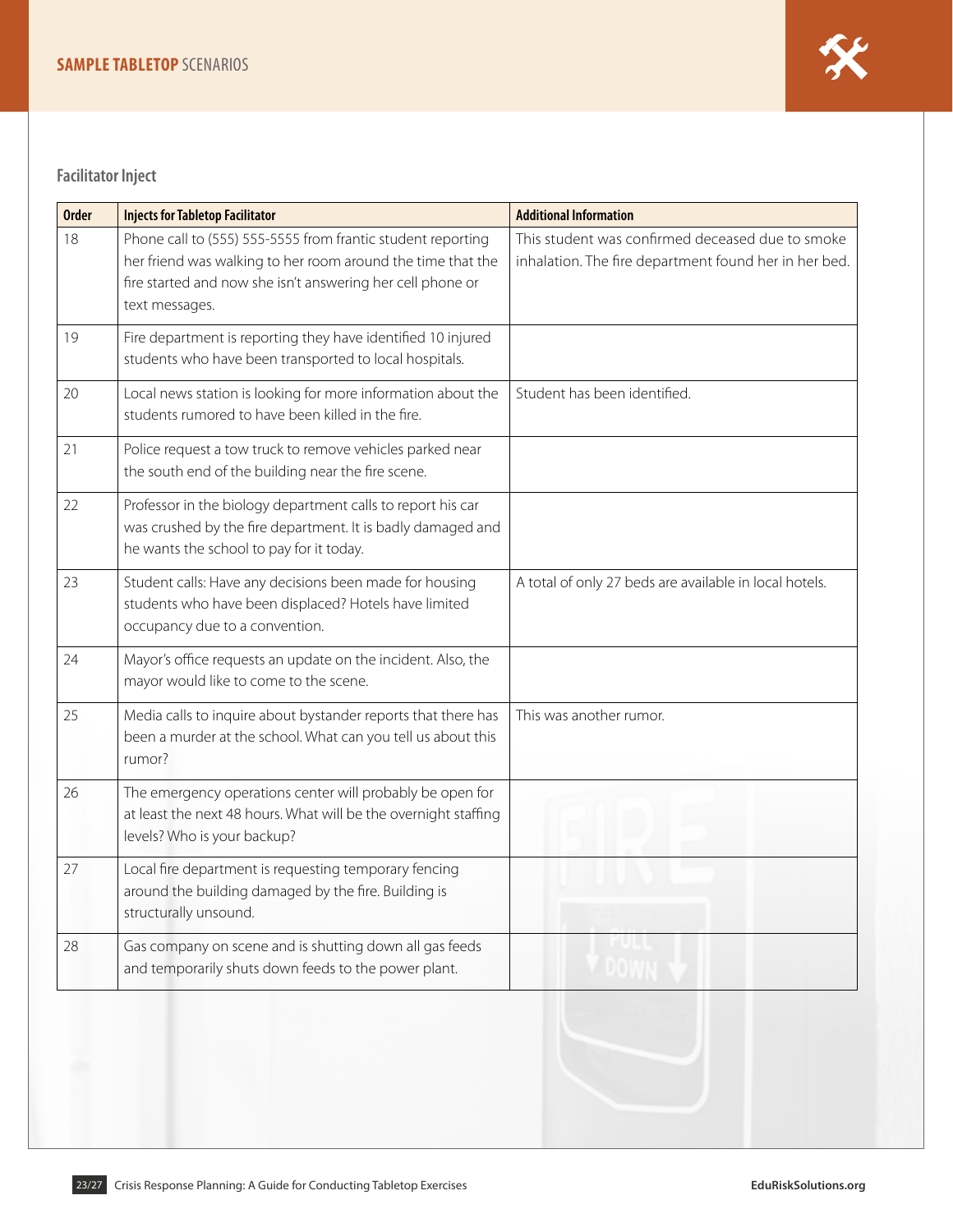### Facilitator Inject

| Order | Injects for Tabletop Facilitator | Additional Information |
|---|---|---|
| 18 | Phone call to (555) 555-5555 from frantic student reporting her friend was walking to her room around the time that the fire started and now she isn't answering her cell phone or text messages. | This student was confirmed deceased due to smoke inhalation. The fire department found her in her bed. |
| 19 | Fire department is reporting they have identified 10 injured students who have been transported to local hospitals. | |
| 20 | Local news station is looking for more information about the students rumored to have been killed in the fire. | Student has been identified. |
| 21 | Police request a tow truck to remove vehicles parked near the south end of the building near the fire scene. | |
| 22 | Professor in the biology department calls to report his car was crushed by the fire department. It is badly damaged and he wants the school to pay for it today. | |
| 23 | Student calls: Have any decisions been made for housing students who have been displaced? Hotels have limited occupancy due to a convention. | A total of only 27 beds are available in local hotels. |
| 24 | Mayor's office requests an update on the incident. Also, the mayor would like to come to the scene. | |
| 25 | Media calls to inquire about bystander reports that there has been a murder at the school. What can you tell us about this rumor? | This was another rumor. |
| 26 | The emergency operations center will probably be open for at least the next 48 hours. What will be the overnight staffing levels? Who is your backup? | |
| 27 | Local fire department is requesting temporary fencing around the building damaged by the fire. Building is structurally unsound. | |
| 28 | Gas company on scene and is shutting down all gas feeds and temporarily shuts down feeds to the power plant. | |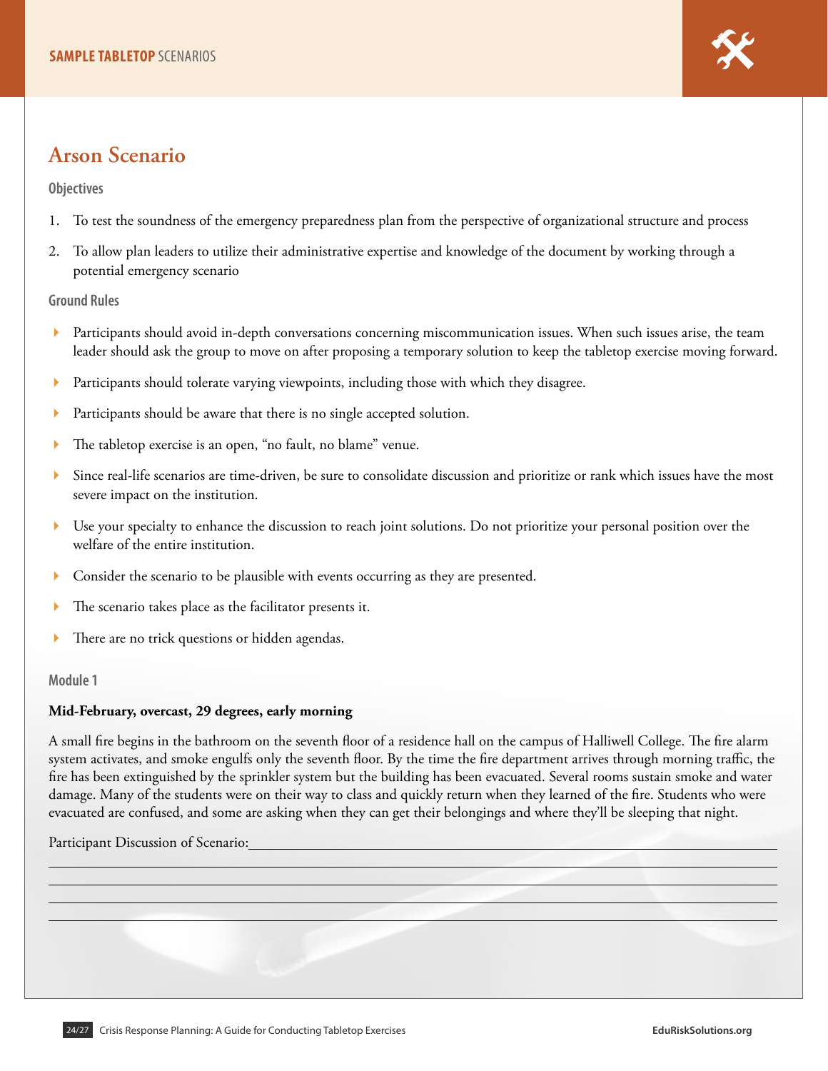## Arson Scenario

### Objectives

1. To test the soundness of the emergency preparedness plan from the perspective of organizational structure and process
2. To allow plan leaders to utilize their administrative expertise and knowledge of the document by working through a potential emergency scenario

### Ground Rules

- Participants should avoid in-depth conversations concerning miscommunication issues. When such issues arise, the team leader should ask the group to move on after proposing a temporary solution to keep the tabletop exercise moving forward.
- Participants should tolerate varying viewpoints, including those with which they disagree.
- Participants should be aware that there is no single accepted solution.
- The tabletop exercise is an open, "no fault, no blame" venue.
- Since real-life scenarios are time-driven, be sure to consolidate discussion and prioritize or rank which issues have the most severe impact on the institution.
- Use your specialty to enhance the discussion to reach joint solutions. Do not prioritize your personal position over the welfare of the entire institution.
- Consider the scenario to be plausible with events occurring as they are presented.
- The scenario takes place as the facilitator presents it.
- There are no trick questions or hidden agendas.

### Module 1

**Mid-February, overcast, 29 degrees, early morning**

A small fire begins in the bathroom on the seventh floor of a residence hall on the campus of Halliwell College. The fire alarm system activates, and smoke engulfs only the seventh floor. By the time the fire department arrives through morning traffic, the fire has been extinguished by the sprinkler system but the building has been evacuated. Several rooms sustain smoke and water damage. Many of the students were on their way to class and quickly return when they learned of the fire. Students who were evacuated are confused, and some are asking when they can get their belongings and where they'll be sleeping that night.

Participant Discussion of Scenario: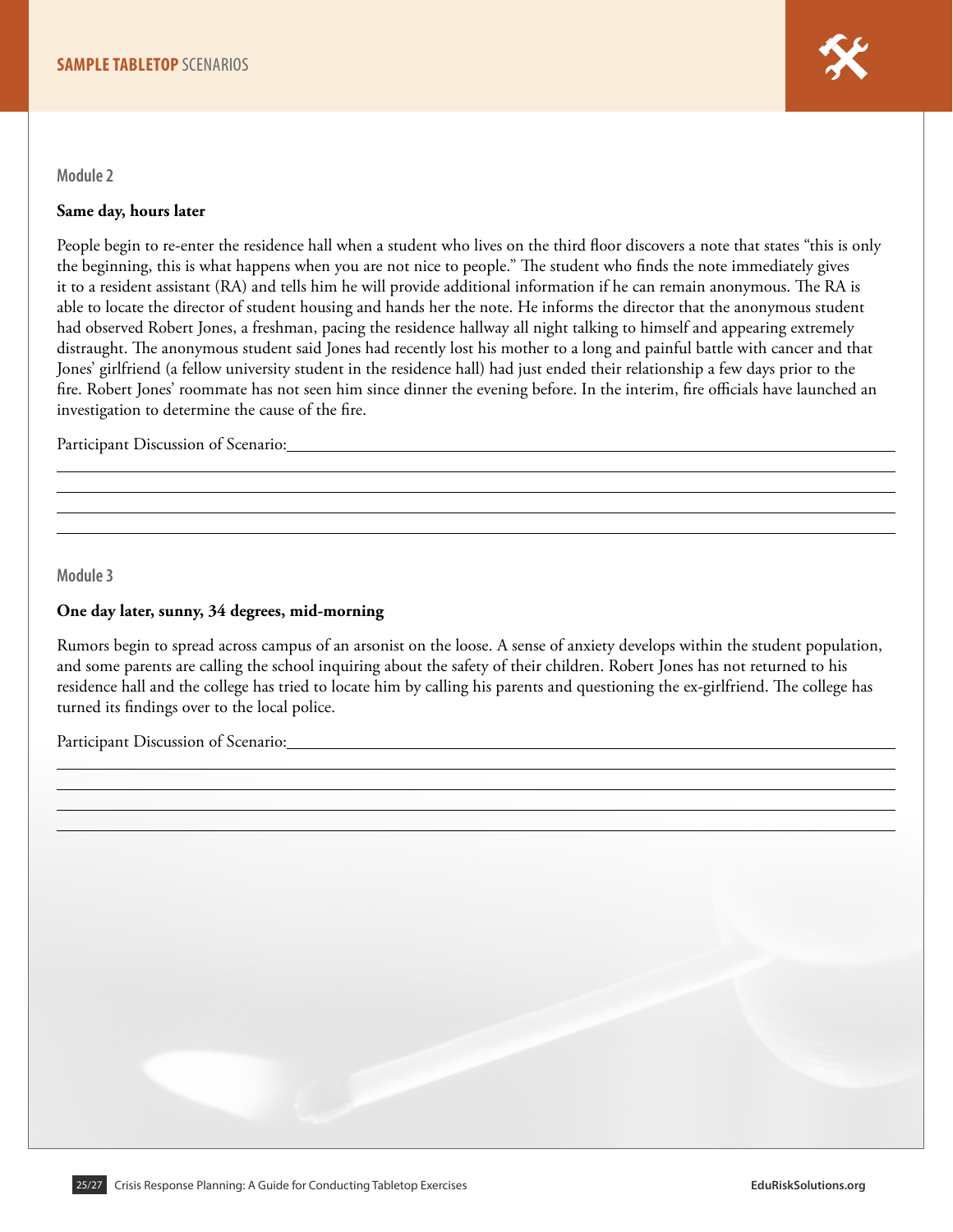## Module 2

**Same day, hours later**

People begin to re-enter the residence hall when a student who lives on the third floor discovers a note that states "this is only the beginning, this is what happens when you are not nice to people." The student who finds the note immediately gives it to a resident assistant (RA) and tells him he will provide additional information if he can remain anonymous. The RA is able to locate the director of student housing and hands her the note. He informs the director that the anonymous student had observed Robert Jones, a freshman, pacing the residence hallway all night talking to himself and appearing extremely distraught. The anonymous student said Jones had recently lost his mother to a long and painful battle with cancer and that Jones' girlfriend (a fellow university student in the residence hall) had just ended their relationship a few days prior to the fire. Robert Jones' roommate has not seen him since dinner the evening before. In the interim, fire officials have launched an investigation to determine the cause of the fire.

Participant Discussion of Scenario: ____________________________________________

______________________________________________________________________

______________________________________________________________________

______________________________________________________________________

______________________________________________________________________

## Module 3

**One day later, sunny, 34 degrees, mid-morning**

Rumors begin to spread across campus of an arsonist on the loose. A sense of anxiety develops within the student population, and some parents are calling the school inquiring about the safety of their children. Robert Jones has not returned to his residence hall and the college has tried to locate him by calling his parents and questioning the ex-girlfriend. The college has turned its findings over to the local police.

Participant Discussion of Scenario: ____________________________________________

______________________________________________________________________

______________________________________________________________________

______________________________________________________________________

______________________________________________________________________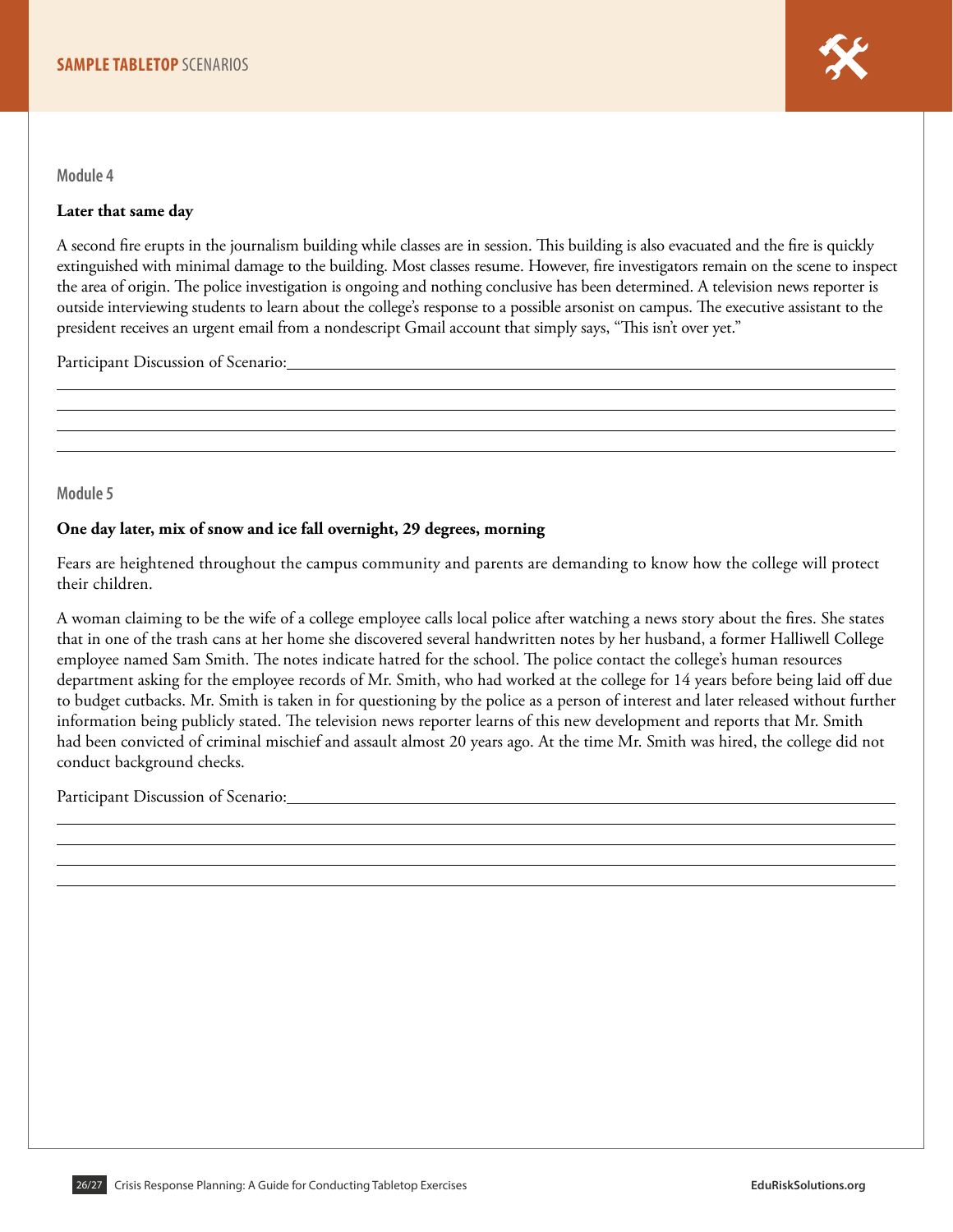## Module 4

**Later that same day**

A second fire erupts in the journalism building while classes are in session. This building is also evacuated and the fire is quickly extinguished with minimal damage to the building. Most classes resume. However, fire investigators remain on the scene to inspect the area of origin. The police investigation is ongoing and nothing conclusive has been determined. A television news reporter is outside interviewing students to learn about the college's response to a possible arsonist on campus. The executive assistant to the president receives an urgent email from a nondescript Gmail account that simply says, "This isn't over yet."

Participant Discussion of Scenario: ______________________________________________

______________________________________________

______________________________________________

______________________________________________

______________________________________________

## Module 5

**One day later, mix of snow and ice fall overnight, 29 degrees, morning**

Fears are heightened throughout the campus community and parents are demanding to know how the college will protect their children.

A woman claiming to be the wife of a college employee calls local police after watching a news story about the fires. She states that in one of the trash cans at her home she discovered several handwritten notes by her husband, a former Halliwell College employee named Sam Smith. The notes indicate hatred for the school. The police contact the college's human resources department asking for the employee records of Mr. Smith, who had worked at the college for 14 years before being laid off due to budget cutbacks. Mr. Smith is taken in for questioning by the police as a person of interest and later released without further information being publicly stated. The television news reporter learns of this new development and reports that Mr. Smith had been convicted of criminal mischief and assault almost 20 years ago. At the time Mr. Smith was hired, the college did not conduct background checks.

Participant Discussion of Scenario: ______________________________________________

______________________________________________

______________________________________________

______________________________________________

______________________________________________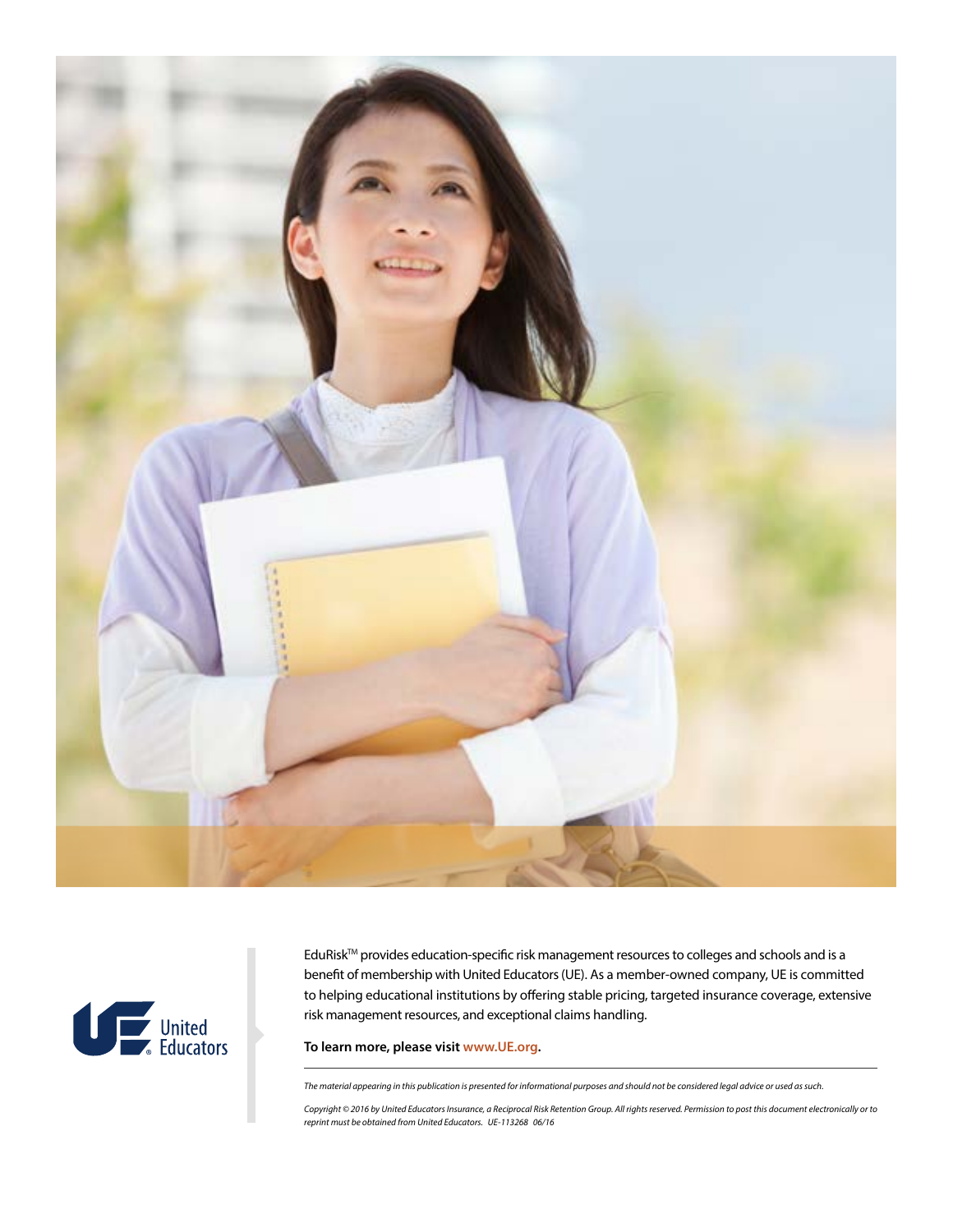EduRisk™ provides education-specific risk management resources to colleges and schools and is a benefit of membership with United Educators (UE). As a member-owned company, UE is committed to helping educational institutions by offering stable pricing, targeted insurance coverage, extensive risk management resources, and exceptional claims handling.

**To learn more, please visit www.UE.org.**

*The material appearing in this publication is presented for informational purposes and should not be considered legal advice or used as such.*

*Copyright © 2016 by United Educators Insurance, a Reciprocal Risk Retention Group. All rights reserved. Permission to post this document electronically or to reprint must be obtained from United Educators. UE-113268 06/16*